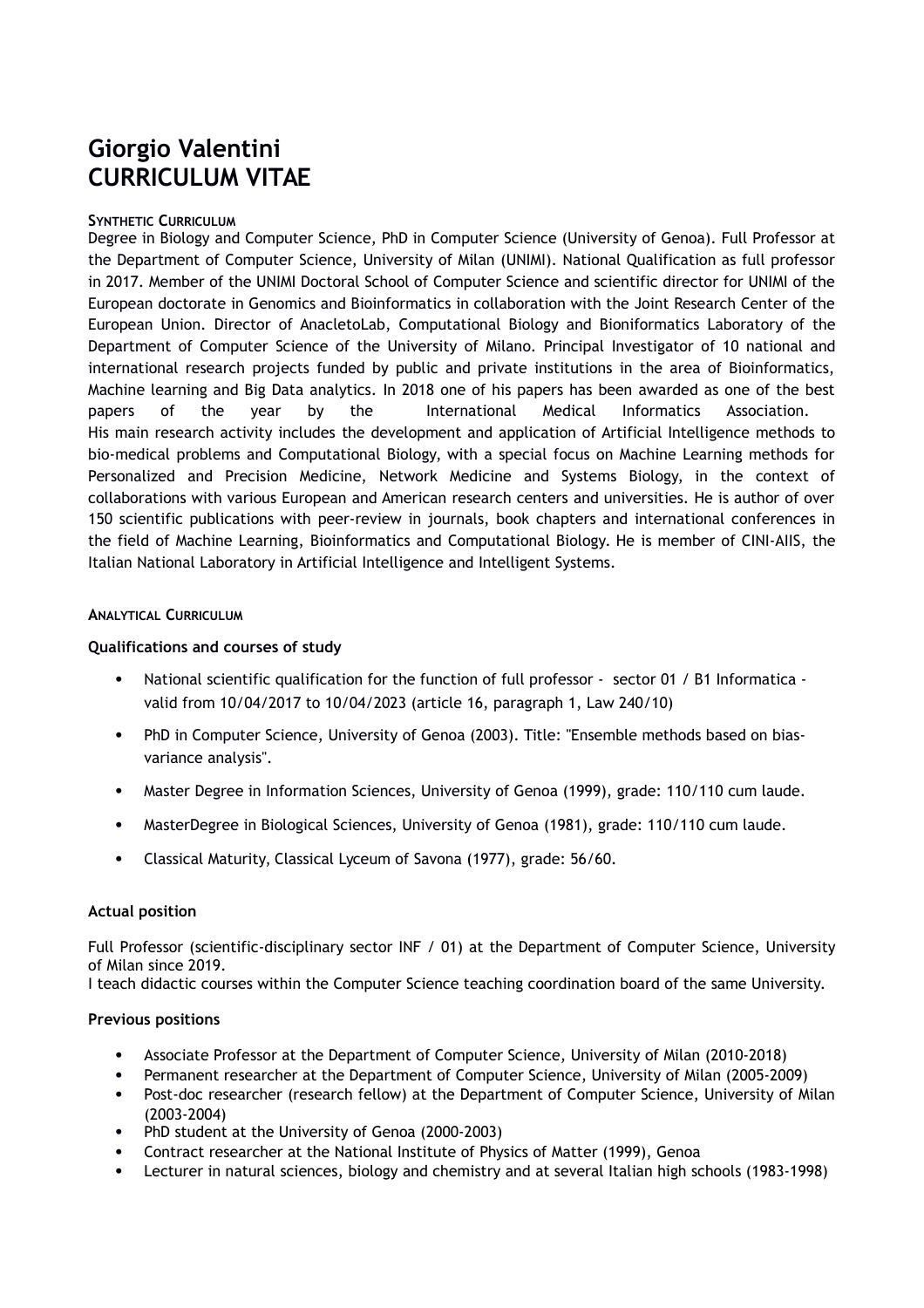# Giorgio Valentini
# CURRICULUM VITAE

## SYNTHETIC CURRICULUM

Degree in Biology and Computer Science, PhD in Computer Science (University of Genoa). Full Professor at the Department of Computer Science, University of Milan (UNIMI). National Qualification as full professor in 2017. Member of the UNIMI Doctoral School of Computer Science and scientific director for UNIMI of the European doctorate in Genomics and Bioinformatics in collaboration with the Joint Research Center of the European Union. Director of AnacletoLab, Computational Biology and Bioniformatics Laboratory of the Department of Computer Science of the University of Milano. Principal Investigator of 10 national and international research projects funded by public and private institutions in the area of Bioinformatics, Machine learning and Big Data analytics. In 2018 one of his papers has been awarded as one of the best papers of the year by the International Medical Informatics Association.
His main research activity includes the development and application of Artificial Intelligence methods to bio-medical problems and Computational Biology, with a special focus on Machine Learning methods for Personalized and Precision Medicine, Network Medicine and Systems Biology, in the context of collaborations with various European and American research centers and universities. He is author of over 150 scientific publications with peer-review in journals, book chapters and international conferences in the field of Machine Learning, Bioinformatics and Computational Biology. He is member of CINI-AIIS, the Italian National Laboratory in Artificial Intelligence and Intelligent Systems.

## ANALYTICAL CURRICULUM

### Qualifications and courses of study

- National scientific qualification for the function of full professor - sector 01 / B1 Informatica - valid from 10/04/2017 to 10/04/2023 (article 16, paragraph 1, Law 240/10)
- PhD in Computer Science, University of Genoa (2003). Title: "Ensemble methods based on bias-variance analysis".
- Master Degree in Information Sciences, University of Genoa (1999), grade: 110/110 cum laude.
- MasterDegree in Biological Sciences, University of Genoa (1981), grade: 110/110 cum laude.
- Classical Maturity, Classical Lyceum of Savona (1977), grade: 56/60.

### Actual position

Full Professor (scientific-disciplinary sector INF / 01) at the Department of Computer Science, University of Milan since 2019.
I teach didactic courses within the Computer Science teaching coordination board of the same University.

### Previous positions

- Associate Professor at the Department of Computer Science, University of Milan (2010-2018)
- Permanent researcher at the Department of Computer Science, University of Milan (2005-2009)
- Post-doc researcher (research fellow) at the Department of Computer Science, University of Milan (2003-2004)
- PhD student at the University of Genoa (2000-2003)
- Contract researcher at the National Institute of Physics of Matter (1999), Genoa
- Lecturer in natural sciences, biology and chemistry and at several Italian high schools (1983-1998)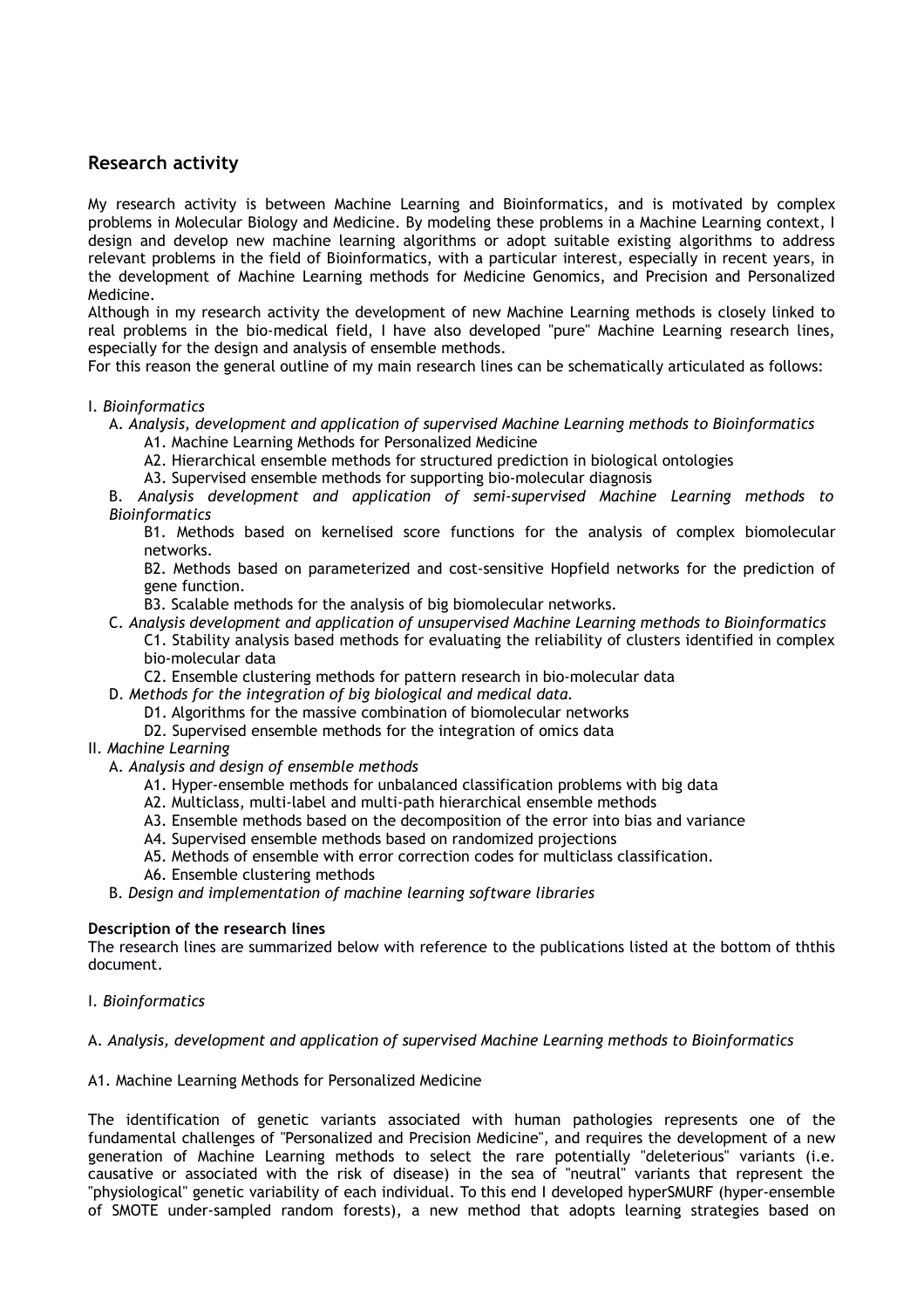## Research activity

My research activity is between Machine Learning and Bioinformatics, and is motivated by complex problems in Molecular Biology and Medicine. By modeling these problems in a Machine Learning context, I design and develop new machine learning algorithms or adopt suitable existing algorithms to address relevant problems in the field of Bioinformatics, with a particular interest, especially in recent years, in the development of Machine Learning methods for Medicine Genomics, and Precision and Personalized Medicine.

Although in my research activity the development of new Machine Learning methods is closely linked to real problems in the bio-medical field, I have also developed "pure" Machine Learning research lines, especially for the design and analysis of ensemble methods.

For this reason the general outline of my main research lines can be schematically articulated as follows:

I. *Bioinformatics*
- A. *Analysis, development and application of supervised Machine Learning methods to Bioinformatics*
  - A1. Machine Learning Methods for Personalized Medicine
  - A2. Hierarchical ensemble methods for structured prediction in biological ontologies
  - A3. Supervised ensemble methods for supporting bio-molecular diagnosis
- B. *Analysis development and application of semi-supervised Machine Learning methods to Bioinformatics*
  - B1. Methods based on kernelised score functions for the analysis of complex biomolecular networks.
  - B2. Methods based on parameterized and cost-sensitive Hopfield networks for the prediction of gene function.
  - B3. Scalable methods for the analysis of big biomolecular networks.
- C. *Analysis development and application of unsupervised Machine Learning methods to Bioinformatics*
  - C1. Stability analysis based methods for evaluating the reliability of clusters identified in complex bio-molecular data
  - C2. Ensemble clustering methods for pattern research in bio-molecular data
- D. *Methods for the integration of big biological and medical data.*
  - D1. Algorithms for the massive combination of biomolecular networks
  - D2. Supervised ensemble methods for the integration of omics data

II. *Machine Learning*
- A. *Analysis and design of ensemble methods*
  - A1. Hyper-ensemble methods for unbalanced classification problems with big data
  - A2. Multiclass, multi-label and multi-path hierarchical ensemble methods
  - A3. Ensemble methods based on the decomposition of the error into bias and variance
  - A4. Supervised ensemble methods based on randomized projections
  - A5. Methods of ensemble with error correction codes for multiclass classification.
  - A6. Ensemble clustering methods
- B. *Design and implementation of machine learning software libraries*

**Description of the research lines**

The research lines are summarized below with reference to the publications listed at the bottom of ththis document.

I. *Bioinformatics*

A. *Analysis, development and application of supervised Machine Learning methods to Bioinformatics*

A1. Machine Learning Methods for Personalized Medicine

The identification of genetic variants associated with human pathologies represents one of the fundamental challenges of "Personalized and Precision Medicine", and requires the development of a new generation of Machine Learning methods to select the rare potentially "deleterious" variants (i.e. causative or associated with the risk of disease) in the sea of "neutral" variants that represent the "physiological" genetic variability of each individual. To this end I developed hyperSMURF (hyper-ensemble of SMOTE under-sampled random forests), a new method that adopts learning strategies based on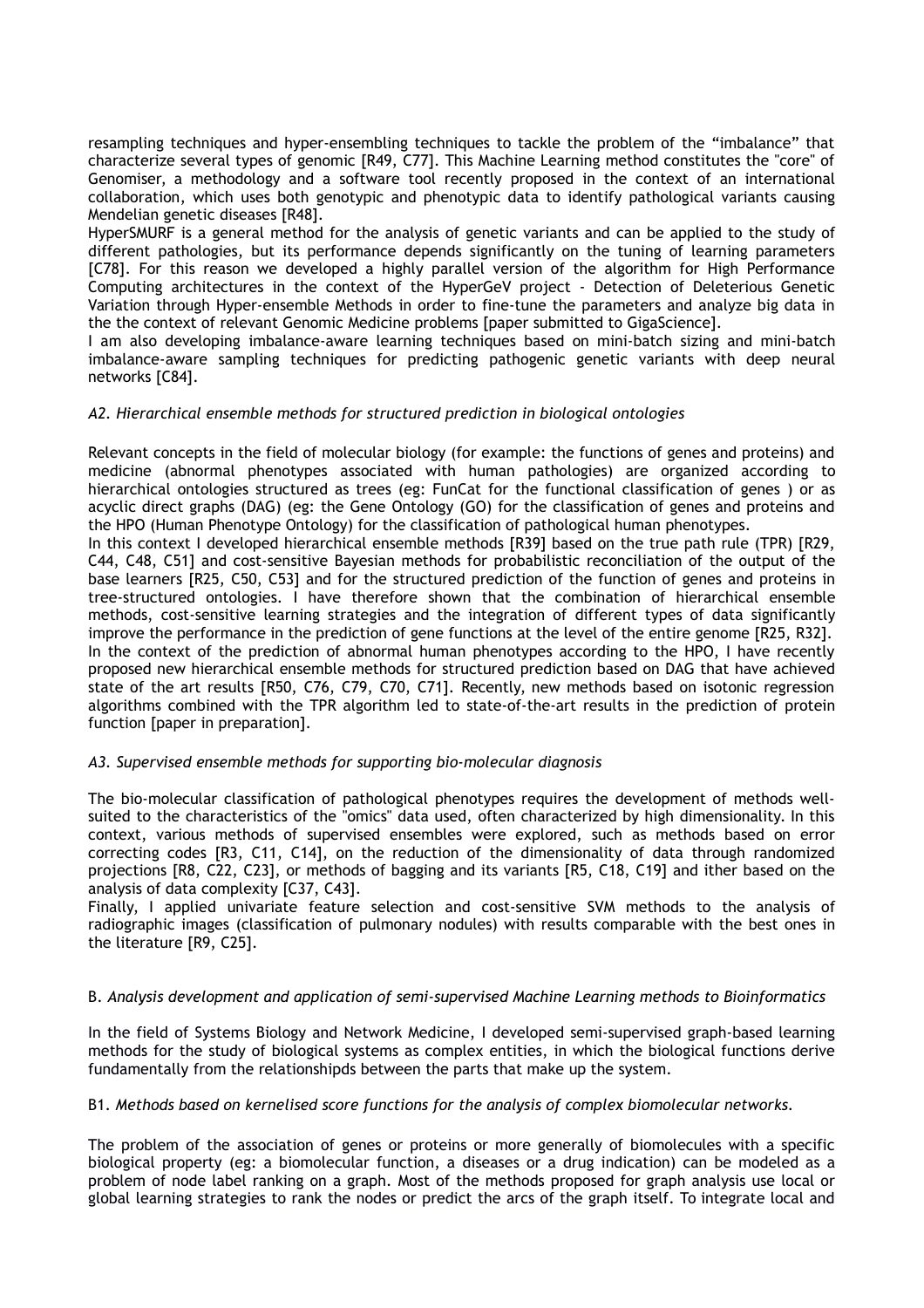resampling techniques and hyper-ensembling techniques to tackle the problem of the “imbalance” that characterize several types of genomic [R49, C77]. This Machine Learning method constitutes the "core" of Genomiser, a methodology and a software tool recently proposed in the context of an international collaboration, which uses both genotypic and phenotypic data to identify pathological variants causing Mendelian genetic diseases [R48].

HyperSMURF is a general method for the analysis of genetic variants and can be applied to the study of different pathologies, but its performance depends significantly on the tuning of learning parameters [C78]. For this reason we developed a highly parallel version of the algorithm for High Performance Computing architectures in the context of the HyperGeV project - Detection of Deleterious Genetic Variation through Hyper-ensemble Methods in order to fine-tune the parameters and analyze big data in the the context of relevant Genomic Medicine problems [paper submitted to GigaScience].

I am also developing imbalance-aware learning techniques based on mini-batch sizing and mini-batch imbalance-aware sampling techniques for predicting pathogenic genetic variants with deep neural networks [C84].

*A2. Hierarchical ensemble methods for structured prediction in biological ontologies*

Relevant concepts in the field of molecular biology (for example: the functions of genes and proteins) and medicine (abnormal phenotypes associated with human pathologies) are organized according to hierarchical ontologies structured as trees (eg: FunCat for the functional classification of genes ) or as acyclic direct graphs (DAG) (eg: the Gene Ontology (GO) for the classification of genes and proteins and the HPO (Human Phenotype Ontology) for the classification of pathological human phenotypes.

In this context I developed hierarchical ensemble methods [R39] based on the true path rule (TPR) [R29, C44, C48, C51] and cost-sensitive Bayesian methods for probabilistic reconciliation of the output of the base learners [R25, C50, C53] and for the structured prediction of the function of genes and proteins in tree-structured ontologies. I have therefore shown that the combination of hierarchical ensemble methods, cost-sensitive learning strategies and the integration of different types of data significantly improve the performance in the prediction of gene functions at the level of the entire genome [R25, R32].

In the context of the prediction of abnormal human phenotypes according to the HPO, I have recently proposed new hierarchical ensemble methods for structured prediction based on DAG that have achieved state of the art results [R50, C76, C79, C70, C71]. Recently, new methods based on isotonic regression algorithms combined with the TPR algorithm led to state-of-the-art results in the prediction of protein function [paper in preparation].

*A3. Supervised ensemble methods for supporting bio-molecular diagnosis*

The bio-molecular classification of pathological phenotypes requires the development of methods well-suited to the characteristics of the "omics" data used, often characterized by high dimensionality. In this context, various methods of supervised ensembles were explored, such as methods based on error correcting codes [R3, C11, C14], on the reduction of the dimensionality of data through randomized projections [R8, C22, C23], or methods of bagging and its variants [R5, C18, C19] and ither based on the analysis of data complexity [C37, C43].

Finally, I applied univariate feature selection and cost-sensitive SVM methods to the analysis of radiographic images (classification of pulmonary nodules) with results comparable with the best ones in the literature [R9, C25].

B. *Analysis development and application of semi-supervised Machine Learning methods to Bioinformatics*

In the field of Systems Biology and Network Medicine, I developed semi-supervised graph-based learning methods for the study of biological systems as complex entities, in which the biological functions derive fundamentally from the relationshipds between the parts that make up the system.

B1. *Methods based on kernelised score functions for the analysis of complex biomolecular networks.*

The problem of the association of genes or proteins or more generally of biomolecules with a specific biological property (eg: a biomolecular function, a diseases or a drug indication) can be modeled as a problem of node label ranking on a graph. Most of the methods proposed for graph analysis use local or global learning strategies to rank the nodes or predict the arcs of the graph itself. To integrate local and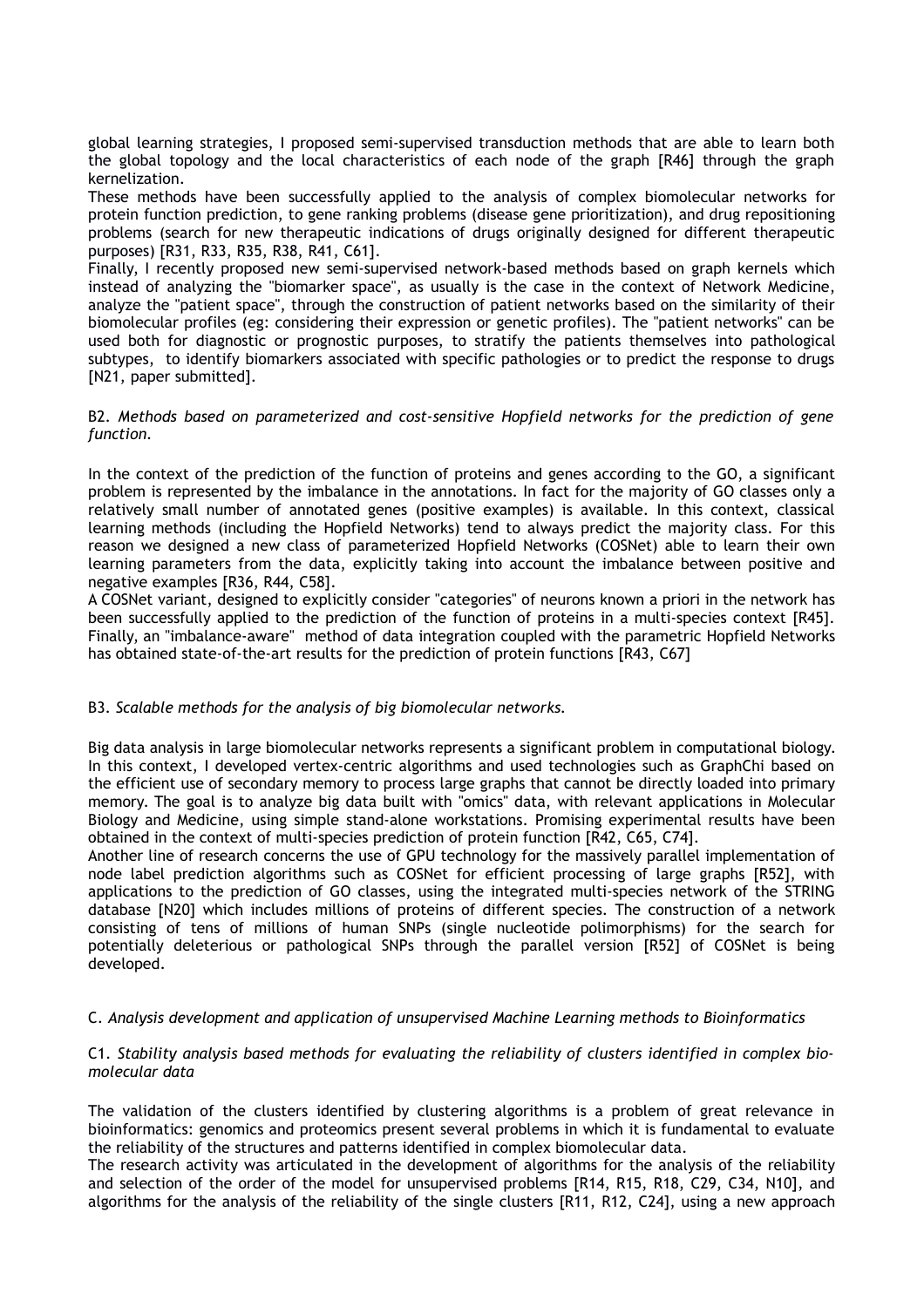global learning strategies, I proposed semi-supervised transduction methods that are able to learn both the global topology and the local characteristics of each node of the graph [R46] through the graph kernelization.

These methods have been successfully applied to the analysis of complex biomolecular networks for protein function prediction, to gene ranking problems (disease gene prioritization), and drug repositioning problems (search for new therapeutic indications of drugs originally designed for different therapeutic purposes) [R31, R33, R35, R38, R41, C61].

Finally, I recently proposed new semi-supervised network-based methods based on graph kernels which instead of analyzing the "biomarker space", as usually is the case in the context of Network Medicine, analyze the "patient space", through the construction of patient networks based on the similarity of their biomolecular profiles (eg: considering their expression or genetic profiles). The "patient networks" can be used both for diagnostic or prognostic purposes, to stratify the patients themselves into pathological subtypes, to identify biomarkers associated with specific pathologies or to predict the response to drugs [N21, paper submitted].

B2. *Methods based on parameterized and cost-sensitive Hopfield networks for the prediction of gene function.*

In the context of the prediction of the function of proteins and genes according to the GO, a significant problem is represented by the imbalance in the annotations. In fact for the majority of GO classes only a relatively small number of annotated genes (positive examples) is available. In this context, classical learning methods (including the Hopfield Networks) tend to always predict the majority class. For this reason we designed a new class of parameterized Hopfield Networks (COSNet) able to learn their own learning parameters from the data, explicitly taking into account the imbalance between positive and negative examples [R36, R44, C58].

A COSNet variant, designed to explicitly consider "categories" of neurons known a priori in the network has been successfully applied to the prediction of the function of proteins in a multi-species context [R45]. Finally, an "imbalance-aware" method of data integration coupled with the parametric Hopfield Networks has obtained state-of-the-art results for the prediction of protein functions [R43, C67]

B3. *Scalable methods for the analysis of big biomolecular networks.*

Big data analysis in large biomolecular networks represents a significant problem in computational biology. In this context, I developed vertex-centric algorithms and used technologies such as GraphChi based on the efficient use of secondary memory to process large graphs that cannot be directly loaded into primary memory. The goal is to analyze big data built with "omics" data, with relevant applications in Molecular Biology and Medicine, using simple stand-alone workstations. Promising experimental results have been obtained in the context of multi-species prediction of protein function [R42, C65, C74].

Another line of research concerns the use of GPU technology for the massively parallel implementation of node label prediction algorithms such as COSNet for efficient processing of large graphs [R52], with applications to the prediction of GO classes, using the integrated multi-species network of the STRING database [N20] which includes millions of proteins of different species. The construction of a network consisting of tens of millions of human SNPs (single nucleotide polimorphisms) for the search for potentially deleterious or pathological SNPs through the parallel version [R52] of COSNet is being developed.

C. *Analysis development and application of unsupervised Machine Learning methods to Bioinformatics*

C1. *Stability analysis based methods for evaluating the reliability of clusters identified in complex bio-molecular data*

The validation of the clusters identified by clustering algorithms is a problem of great relevance in bioinformatics: genomics and proteomics present several problems in which it is fundamental to evaluate the reliability of the structures and patterns identified in complex biomolecular data.

The research activity was articulated in the development of algorithms for the analysis of the reliability and selection of the order of the model for unsupervised problems [R14, R15, R18, C29, C34, N10], and algorithms for the analysis of the reliability of the single clusters [R11, R12, C24], using a new approach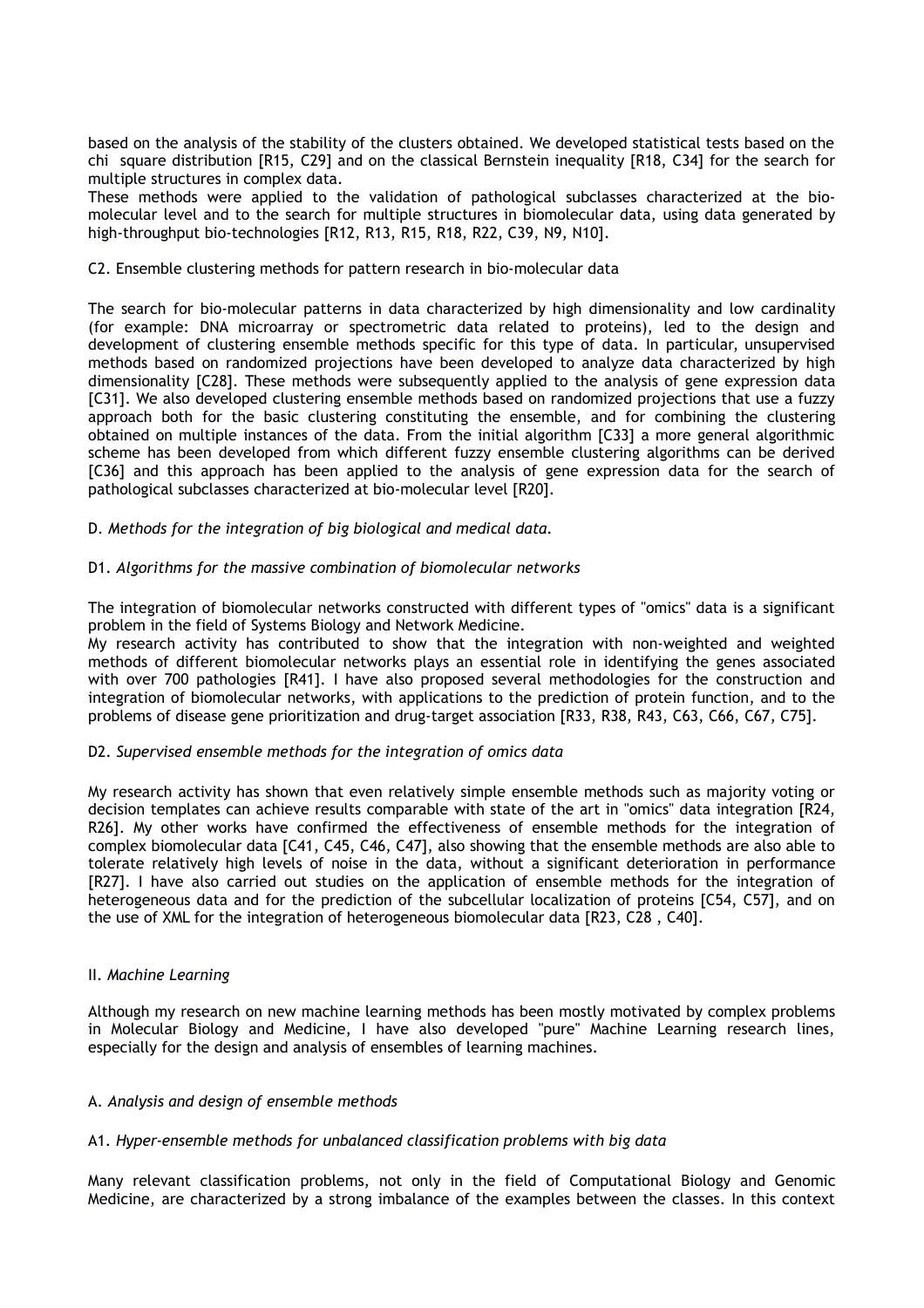based on the analysis of the stability of the clusters obtained. We developed statistical tests based on the chi square distribution [R15, C29] and on the classical Bernstein inequality [R18, C34] for the search for multiple structures in complex data.

These methods were applied to the validation of pathological subclasses characterized at the bio-molecular level and to the search for multiple structures in biomolecular data, using data generated by high-throughput bio-technologies [R12, R13, R15, R18, R22, C39, N9, N10].

C2. Ensemble clustering methods for pattern research in bio-molecular data

The search for bio-molecular patterns in data characterized by high dimensionality and low cardinality (for example: DNA microarray or spectrometric data related to proteins), led to the design and development of clustering ensemble methods specific for this type of data. In particular, unsupervised methods based on randomized projections have been developed to analyze data characterized by high dimensionality [C28]. These methods were subsequently applied to the analysis of gene expression data [C31]. We also developed clustering ensemble methods based on randomized projections that use a fuzzy approach both for the basic clustering constituting the ensemble, and for combining the clustering obtained on multiple instances of the data. From the initial algorithm [C33] a more general algorithmic scheme has been developed from which different fuzzy ensemble clustering algorithms can be derived [C36] and this approach has been applied to the analysis of gene expression data for the search of pathological subclasses characterized at bio-molecular level [R20].

D. *Methods for the integration of big biological and medical data.*

D1. *Algorithms for the massive combination of biomolecular networks*

The integration of biomolecular networks constructed with different types of "omics" data is a significant problem in the field of Systems Biology and Network Medicine.

My research activity has contributed to show that the integration with non-weighted and weighted methods of different biomolecular networks plays an essential role in identifying the genes associated with over 700 pathologies [R41]. I have also proposed several methodologies for the construction and integration of biomolecular networks, with applications to the prediction of protein function, and to the problems of disease gene prioritization and drug-target association [R33, R38, R43, C63, C66, C67, C75].

D2. *Supervised ensemble methods for the integration of omics data*

My research activity has shown that even relatively simple ensemble methods such as majority voting or decision templates can achieve results comparable with state of the art in "omics" data integration [R24, R26]. My other works have confirmed the effectiveness of ensemble methods for the integration of complex biomolecular data [C41, C45, C46, C47], also showing that the ensemble methods are also able to tolerate relatively high levels of noise in the data, without a significant deterioration in performance [R27]. I have also carried out studies on the application of ensemble methods for the integration of heterogeneous data and for the prediction of the subcellular localization of proteins [C54, C57], and on the use of XML for the integration of heterogeneous biomolecular data [R23, C28 , C40].

II. *Machine Learning*

Although my research on new machine learning methods has been mostly motivated by complex problems in Molecular Biology and Medicine, I have also developed "pure" Machine Learning research lines, especially for the design and analysis of ensembles of learning machines.

A. *Analysis and design of ensemble methods*

A1. *Hyper-ensemble methods for unbalanced classification problems with big data*

Many relevant classification problems, not only in the field of Computational Biology and Genomic Medicine, are characterized by a strong imbalance of the examples between the classes. In this context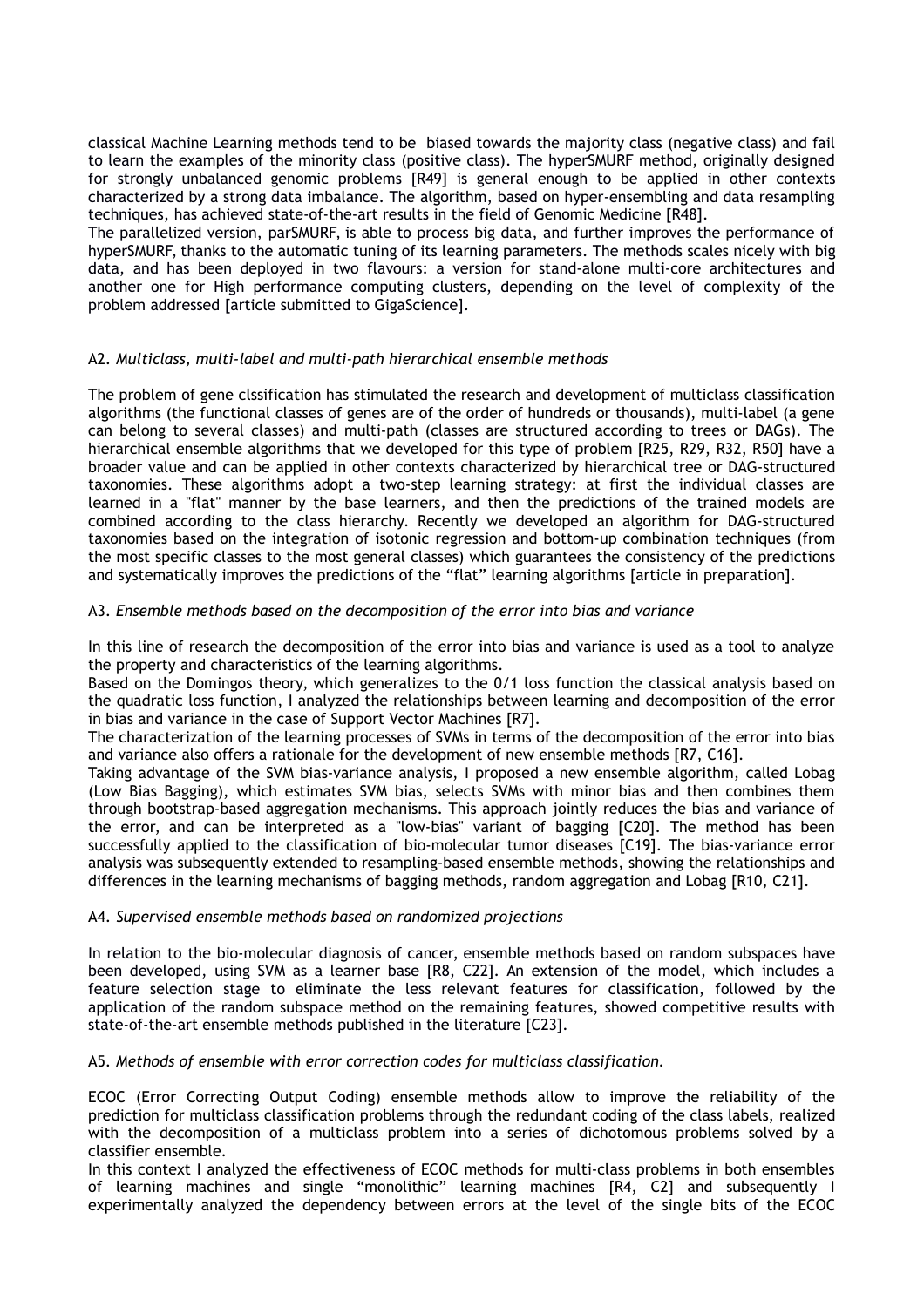classical Machine Learning methods tend to be biased towards the majority class (negative class) and fail to learn the examples of the minority class (positive class). The hyperSMURF method, originally designed for strongly unbalanced genomic problems [R49] is general enough to be applied in other contexts characterized by a strong data imbalance. The algorithm, based on hyper-ensembling and data resampling techniques, has achieved state-of-the-art results in the field of Genomic Medicine [R48].

The parallelized version, parSMURF, is able to process big data, and further improves the performance of hyperSMURF, thanks to the automatic tuning of its learning parameters. The methods scales nicely with big data, and has been deployed in two flavours: a version for stand-alone multi-core architectures and another one for High performance computing clusters, depending on the level of complexity of the problem addressed [article submitted to GigaScience].

A2. *Multiclass, multi-label and multi-path hierarchical ensemble methods*

The problem of gene clssification has stimulated the research and development of multiclass classification algorithms (the functional classes of genes are of the order of hundreds or thousands), multi-label (a gene can belong to several classes) and multi-path (classes are structured according to trees or DAGs). The hierarchical ensemble algorithms that we developed for this type of problem [R25, R29, R32, R50] have a broader value and can be applied in other contexts characterized by hierarchical tree or DAG-structured taxonomies. These algorithms adopt a two-step learning strategy: at first the individual classes are learned in a "flat" manner by the base learners, and then the predictions of the trained models are combined according to the class hierarchy. Recently we developed an algorithm for DAG-structured taxonomies based on the integration of isotonic regression and bottom-up combination techniques (from the most specific classes to the most general classes) which guarantees the consistency of the predictions and systematically improves the predictions of the "flat" learning algorithms [article in preparation].

A3. *Ensemble methods based on the decomposition of the error into bias and variance*

In this line of research the decomposition of the error into bias and variance is used as a tool to analyze the property and characteristics of the learning algorithms.

Based on the Domingos theory, which generalizes to the 0/1 loss function the classical analysis based on the quadratic loss function, I analyzed the relationships between learning and decomposition of the error in bias and variance in the case of Support Vector Machines [R7].

The characterization of the learning processes of SVMs in terms of the decomposition of the error into bias and variance also offers a rationale for the development of new ensemble methods [R7, C16].

Taking advantage of the SVM bias-variance analysis, I proposed a new ensemble algorithm, called Lobag (Low Bias Bagging), which estimates SVM bias, selects SVMs with minor bias and then combines them through bootstrap-based aggregation mechanisms. This approach jointly reduces the bias and variance of the error, and can be interpreted as a "low-bias" variant of bagging [C20]. The method has been successfully applied to the classification of bio-molecular tumor diseases [C19]. The bias-variance error analysis was subsequently extended to resampling-based ensemble methods, showing the relationships and differences in the learning mechanisms of bagging methods, random aggregation and Lobag [R10, C21].

A4. *Supervised ensemble methods based on randomized projections*

In relation to the bio-molecular diagnosis of cancer, ensemble methods based on random subspaces have been developed, using SVM as a learner base [R8, C22]. An extension of the model, which includes a feature selection stage to eliminate the less relevant features for classification, followed by the application of the random subspace method on the remaining features, showed competitive results with state-of-the-art ensemble methods published in the literature [C23].

A5. *Methods of ensemble with error correction codes for multiclass classification.*

ECOC (Error Correcting Output Coding) ensemble methods allow to improve the reliability of the prediction for multiclass classification problems through the redundant coding of the class labels, realized with the decomposition of a multiclass problem into a series of dichotomous problems solved by a classifier ensemble.

In this context I analyzed the effectiveness of ECOC methods for multi-class problems in both ensembles of learning machines and single "monolithic" learning machines [R4, C2] and subsequently I experimentally analyzed the dependency between errors at the level of the single bits of the ECOC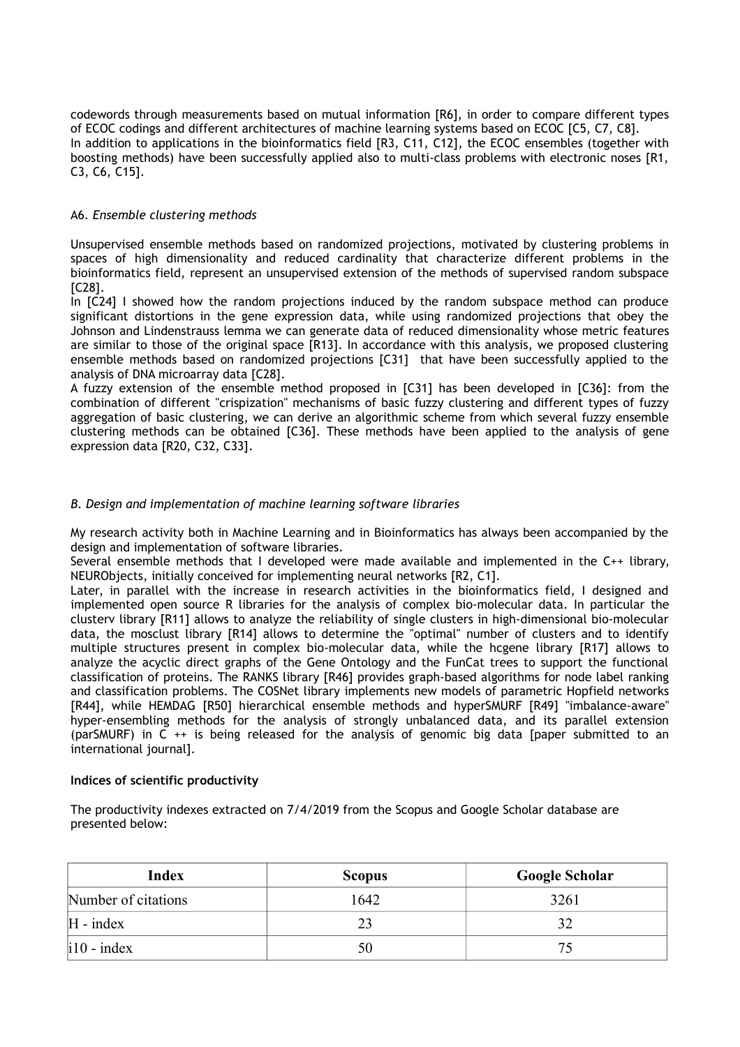codewords through measurements based on mutual information [R6], in order to compare different types of ECOC codings and different architectures of machine learning systems based on ECOC [C5, C7, C8].
In addition to applications in the bioinformatics field [R3, C11, C12], the ECOC ensembles (together with boosting methods) have been successfully applied also to multi-class problems with electronic noses [R1, C3, C6, C15].

### A6. *Ensemble clustering methods*

Unsupervised ensemble methods based on randomized projections, motivated by clustering problems in spaces of high dimensionality and reduced cardinality that characterize different problems in the bioinformatics field, represent an unsupervised extension of the methods of supervised random subspace [C28].
In [C24] I showed how the random projections induced by the random subspace method can produce significant distortions in the gene expression data, while using randomized projections that obey the Johnson and Lindenstrauss lemma we can generate data of reduced dimensionality whose metric features are similar to those of the original space [R13]. In accordance with this analysis, we proposed clustering ensemble methods based on randomized projections [C31] that have been successfully applied to the analysis of DNA microarray data [C28].
A fuzzy extension of the ensemble method proposed in [C31] has been developed in [C36]: from the combination of different "crispization" mechanisms of basic fuzzy clustering and different types of fuzzy aggregation of basic clustering, we can derive an algorithmic scheme from which several fuzzy ensemble clustering methods can be obtained [C36]. These methods have been applied to the analysis of gene expression data [R20, C32, C33].

### *B. Design and implementation of machine learning software libraries*

My research activity both in Machine Learning and in Bioinformatics has always been accompanied by the design and implementation of software libraries.
Several ensemble methods that I developed were made available and implemented in the C++ library, NEURObjects, initially conceived for implementing neural networks [R2, C1].
Later, in parallel with the increase in research activities in the bioinformatics field, I designed and implemented open source R libraries for the analysis of complex bio-molecular data. In particular the clusterv library [R11] allows to analyze the reliability of single clusters in high-dimensional bio-molecular data, the mosclust library [R14] allows to determine the "optimal" number of clusters and to identify multiple structures present in complex bio-molecular data, while the hcgene library [R17] allows to analyze the acyclic direct graphs of the Gene Ontology and the FunCat trees to support the functional classification of proteins. The RANKS library [R46] provides graph-based algorithms for node label ranking and classification problems. The COSNet library implements new models of parametric Hopfield networks [R44], while HEMDAG [R50] hierarchical ensemble methods and hyperSMURF [R49] "imbalance-aware" hyper-ensembling methods for the analysis of strongly unbalanced data, and its parallel extension (parSMURF) in C ++ is being released for the analysis of genomic big data [paper submitted to an international journal].

**Indices of scientific productivity**

The productivity indexes extracted on 7/4/2019 from the Scopus and Google Scholar database are presented below:

| Index | Scopus | Google Scholar |
|---|---|---|
| Number of citations | 1642 | 3261 |
| H - index | 23 | 32 |
| i10 - index | 50 | 75 |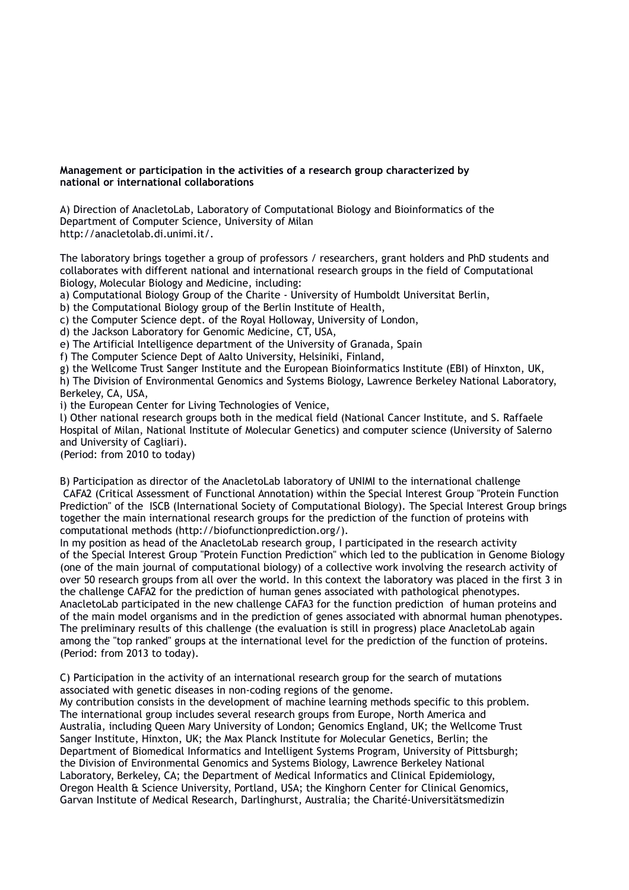**Management or participation in the activities of a research group characterized by national or international collaborations**

A) Direction of AnacletoLab, Laboratory of Computational Biology and Bioinformatics of the Department of Computer Science, University of Milan
http://anacletolab.di.unimi.it/.

The laboratory brings together a group of professors / researchers, grant holders and PhD students and collaborates with different national and international research groups in the field of Computational Biology, Molecular Biology and Medicine, including:

a) Computational Biology Group of the Charite - University of Humboldt Universitat Berlin,
b) the Computational Biology group of the Berlin Institute of Health,
c) the Computer Science dept. of the Royal Holloway, University of London,
d) the Jackson Laboratory for Genomic Medicine, CT, USA,
e) The Artificial Intelligence department of the University of Granada, Spain
f) The Computer Science Dept of Aalto University, Helsiniki, Finland,
g) the Wellcome Trust Sanger Institute and the European Bioinformatics Institute (EBI) of Hinxton, UK,
h) The Division of Environmental Genomics and Systems Biology, Lawrence Berkeley National Laboratory, Berkeley, CA, USA,
i) the European Center for Living Technologies of Venice,
l) Other national research groups both in the medical field (National Cancer Institute, and S. Raffaele Hospital of Milan, National Institute of Molecular Genetics) and computer science (University of Salerno and University of Cagliari).
(Period: from 2010 to today)

B) Participation as director of the AnacletoLab laboratory of UNIMI to the international challenge CAFA2 (Critical Assessment of Functional Annotation) within the Special Interest Group "Protein Function Prediction" of the ISCB (International Society of Computational Biology). The Special Interest Group brings together the main international research groups for the prediction of the function of proteins with computational methods (http://biofunctionprediction.org/).
In my position as head of the AnacletoLab research group, I participated in the research activity of the Special Interest Group "Protein Function Prediction" which led to the publication in Genome Biology (one of the main journal of computational biology) of a collective work involving the research activity of over 50 research groups from all over the world. In this context the laboratory was placed in the first 3 in the challenge CAFA2 for the prediction of human genes associated with pathological phenotypes. AnacletoLab participated in the new challenge CAFA3 for the function prediction of human proteins and of the main model organisms and in the prediction of genes associated with abnormal human phenotypes. The preliminary results of this challenge (the evaluation is still in progress) place AnacletoLab again among the "top ranked" groups at the international level for the prediction of the function of proteins. (Period: from 2013 to today).

C) Participation in the activity of an international research group for the search of mutations associated with genetic diseases in non-coding regions of the genome.
My contribution consists in the development of machine learning methods specific to this problem. The international group includes several research groups from Europe, North America and Australia, including Queen Mary University of London; Genomics England, UK; the Wellcome Trust Sanger Institute, Hinxton, UK; the Max Planck Institute for Molecular Genetics, Berlin; the Department of Biomedical Informatics and Intelligent Systems Program, University of Pittsburgh; the Division of Environmental Genomics and Systems Biology, Lawrence Berkeley National Laboratory, Berkeley, CA; the Department of Medical Informatics and Clinical Epidemiology, Oregon Health & Science University, Portland, USA; the Kinghorn Center for Clinical Genomics, Garvan Institute of Medical Research, Darlinghurst, Australia; the Charité-Universitätsmedizin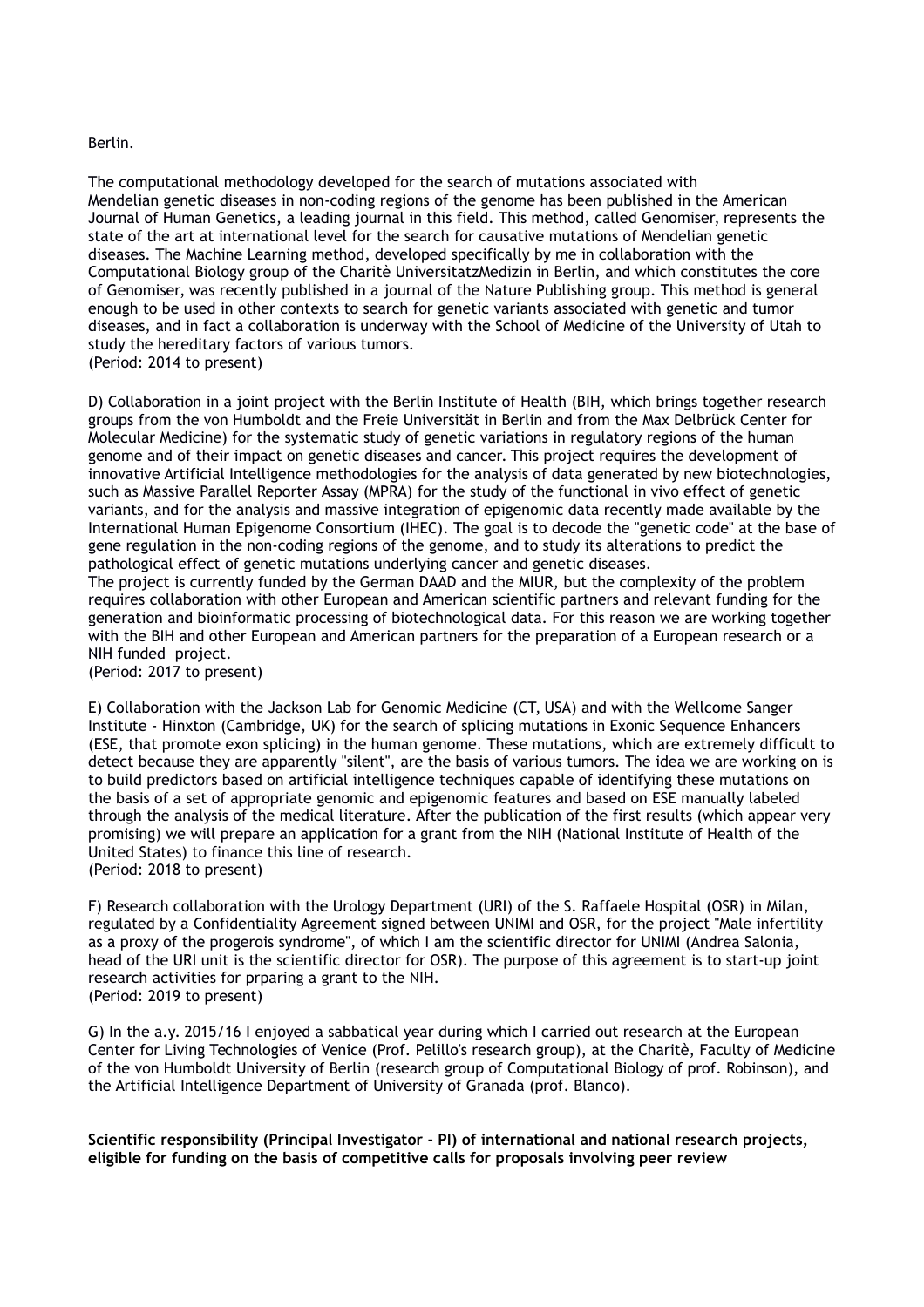Berlin.

The computational methodology developed for the search of mutations associated with Mendelian genetic diseases in non-coding regions of the genome has been published in the American Journal of Human Genetics, a leading journal in this field. This method, called Genomiser, represents the state of the art at international level for the search for causative mutations of Mendelian genetic diseases. The Machine Learning method, developed specifically by me in collaboration with the Computational Biology group of the Charitè UniversitatzMedizin in Berlin, and which constitutes the core of Genomiser, was recently published in a journal of the Nature Publishing group. This method is general enough to be used in other contexts to search for genetic variants associated with genetic and tumor diseases, and in fact a collaboration is underway with the School of Medicine of the University of Utah to study the hereditary factors of various tumors.
(Period: 2014 to present)

D) Collaboration in a joint project with the Berlin Institute of Health (BIH, which brings together research groups from the von Humboldt and the Freie Universität in Berlin and from the Max Delbrück Center for Molecular Medicine) for the systematic study of genetic variations in regulatory regions of the human genome and of their impact on genetic diseases and cancer. This project requires the development of innovative Artificial Intelligence methodologies for the analysis of data generated by new biotechnologies, such as Massive Parallel Reporter Assay (MPRA) for the study of the functional in vivo effect of genetic variants, and for the analysis and massive integration of epigenomic data recently made available by the International Human Epigenome Consortium (IHEC). The goal is to decode the "genetic code" at the base of gene regulation in the non-coding regions of the genome, and to study its alterations to predict the pathological effect of genetic mutations underlying cancer and genetic diseases.
The project is currently funded by the German DAAD and the MIUR, but the complexity of the problem requires collaboration with other European and American scientific partners and relevant funding for the generation and bioinformatic processing of biotechnological data. For this reason we are working together with the BIH and other European and American partners for the preparation of a European research or a NIH funded project.
(Period: 2017 to present)

E) Collaboration with the Jackson Lab for Genomic Medicine (CT, USA) and with the Wellcome Sanger Institute - Hinxton (Cambridge, UK) for the search of splicing mutations in Exonic Sequence Enhancers (ESE, that promote exon splicing) in the human genome. These mutations, which are extremely difficult to detect because they are apparently "silent", are the basis of various tumors. The idea we are working on is to build predictors based on artificial intelligence techniques capable of identifying these mutations on the basis of a set of appropriate genomic and epigenomic features and based on ESE manually labeled through the analysis of the medical literature. After the publication of the first results (which appear very promising) we will prepare an application for a grant from the NIH (National Institute of Health of the United States) to finance this line of research.
(Period: 2018 to present)

F) Research collaboration with the Urology Department (URI) of the S. Raffaele Hospital (OSR) in Milan, regulated by a Confidentiality Agreement signed between UNIMI and OSR, for the project "Male infertility as a proxy of the progerois syndrome", of which I am the scientific director for UNIMI (Andrea Salonia, head of the URI unit is the scientific director for OSR). The purpose of this agreement is to start-up joint research activities for prparing a grant to the NIH.
(Period: 2019 to present)

G) In the a.y. 2015/16 I enjoyed a sabbatical year during which I carried out research at the European Center for Living Technologies of Venice (Prof. Pelillo's research group), at the Charitè, Faculty of Medicine of the von Humboldt University of Berlin (research group of Computational Biology of prof. Robinson), and the Artificial Intelligence Department of University of Granada (prof. Blanco).

**Scientific responsibility (Principal Investigator - PI) of international and national research projects, eligible for funding on the basis of competitive calls for proposals involving peer review**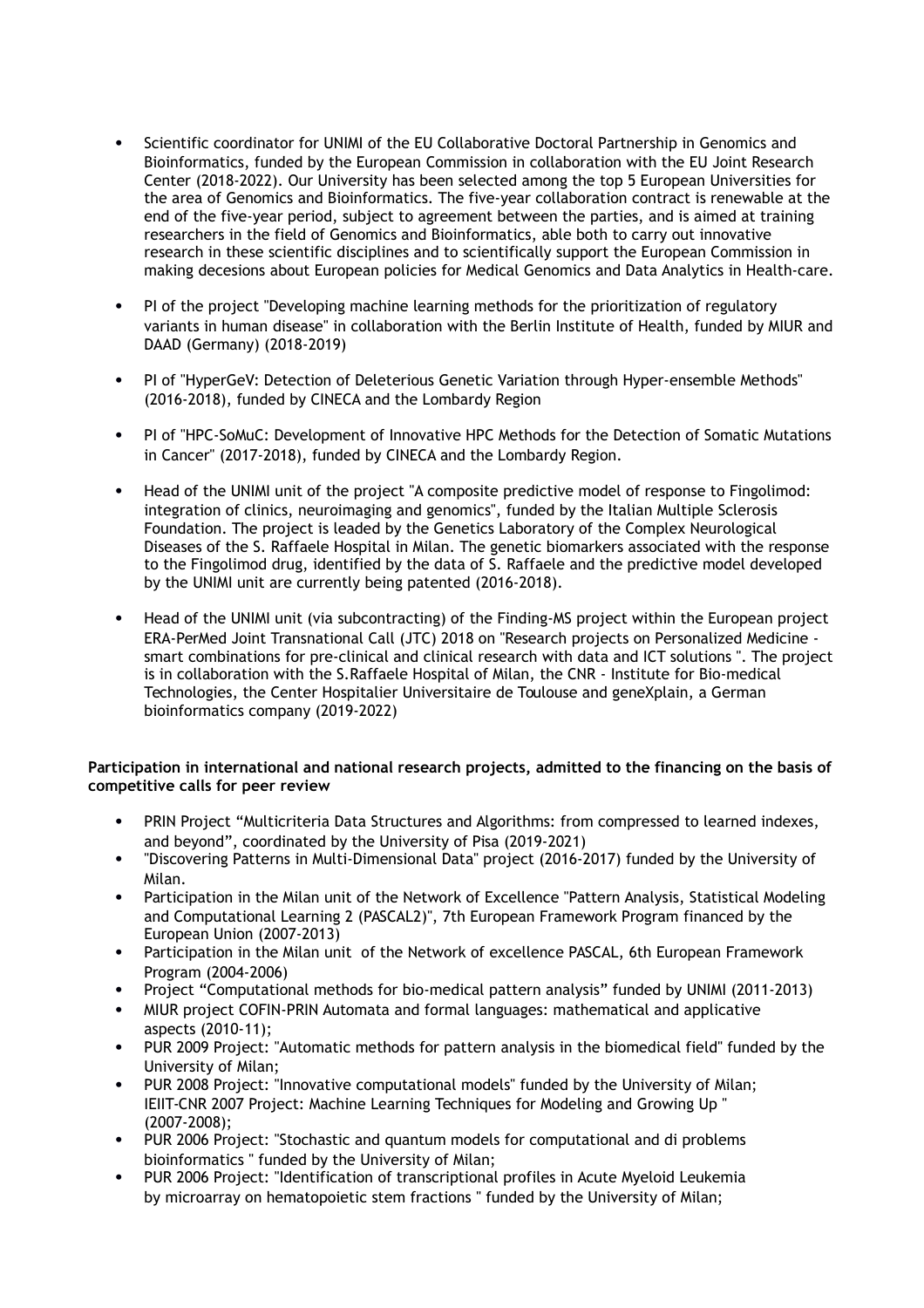- Scientific coordinator for UNIMI of the EU Collaborative Doctoral Partnership in Genomics and Bioinformatics, funded by the European Commission in collaboration with the EU Joint Research Center (2018-2022). Our University has been selected among the top 5 European Universities for the area of Genomics and Bioinformatics. The five-year collaboration contract is renewable at the end of the five-year period, subject to agreement between the parties, and is aimed at training researchers in the field of Genomics and Bioinformatics, able both to carry out innovative research in these scientific disciplines and to scientifically support the European Commission in making decesions about European policies for Medical Genomics and Data Analytics in Health-care.

- PI of the project "Developing machine learning methods for the prioritization of regulatory variants in human disease" in collaboration with the Berlin Institute of Health, funded by MIUR and DAAD (Germany) (2018-2019)

- PI of "HyperGeV: Detection of Deleterious Genetic Variation through Hyper-ensemble Methods" (2016-2018), funded by CINECA and the Lombardy Region

- PI of "HPC-SoMuC: Development of Innovative HPC Methods for the Detection of Somatic Mutations in Cancer" (2017-2018), funded by CINECA and the Lombardy Region.

- Head of the UNIMI unit of the project "A composite predictive model of response to Fingolimod: integration of clinics, neuroimaging and genomics", funded by the Italian Multiple Sclerosis Foundation. The project is leaded by the Genetics Laboratory of the Complex Neurological Diseases of the S. Raffaele Hospital in Milan. The genetic biomarkers associated with the response to the Fingolimod drug, identified by the data of S. Raffaele and the predictive model developed by the UNIMI unit are currently being patented (2016-2018).

- Head of the UNIMI unit (via subcontracting) of the Finding-MS project within the European project ERA-PerMed Joint Transnational Call (JTC) 2018 on "Research projects on Personalized Medicine - smart combinations for pre-clinical and clinical research with data and ICT solutions ". The project is in collaboration with the S.Raffaele Hospital of Milan, the CNR - Institute for Bio-medical Technologies, the Center Hospitalier Universitaire de Toulouse and geneXplain, a German bioinformatics company (2019-2022)

**Participation in international and national research projects, admitted to the financing on the basis of competitive calls for peer review**

- PRIN Project "Multicriteria Data Structures and Algorithms: from compressed to learned indexes, and beyond", coordinated by the University of Pisa (2019-2021)
- "Discovering Patterns in Multi-Dimensional Data" project (2016-2017) funded by the University of Milan.
- Participation in the Milan unit of the Network of Excellence "Pattern Analysis, Statistical Modeling and Computational Learning 2 (PASCAL2)", 7th European Framework Program financed by the European Union (2007-2013)
- Participation in the Milan unit of the Network of excellence PASCAL, 6th European Framework Program (2004-2006)
- Project "Computational methods for bio-medical pattern analysis" funded by UNIMI (2011-2013)
- MIUR project COFIN-PRIN Automata and formal languages: mathematical and applicative aspects (2010-11);
- PUR 2009 Project: "Automatic methods for pattern analysis in the biomedical field" funded by the University of Milan;
- PUR 2008 Project: "Innovative computational models" funded by the University of Milan; IEIIT-CNR 2007 Project: Machine Learning Techniques for Modeling and Growing Up " (2007-2008);
- PUR 2006 Project: "Stochastic and quantum models for computational and di problems bioinformatics " funded by the University of Milan;
- PUR 2006 Project: "Identification of transcriptional profiles in Acute Myeloid Leukemia by microarray on hematopoietic stem fractions " funded by the University of Milan;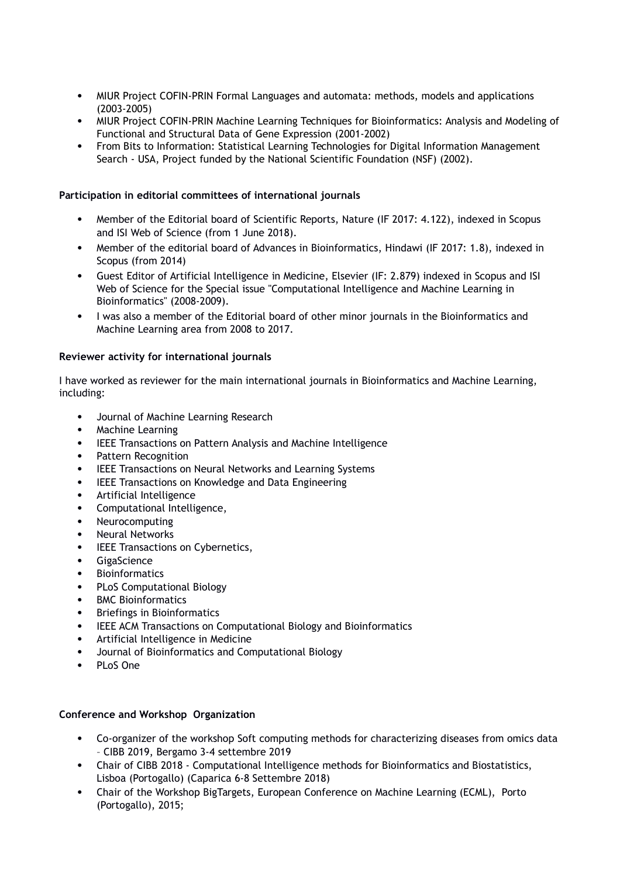- MIUR Project COFIN-PRIN Formal Languages and automata: methods, models and applications (2003-2005)
- MIUR Project COFIN-PRIN Machine Learning Techniques for Bioinformatics: Analysis and Modeling of Functional and Structural Data of Gene Expression (2001-2002)
- From Bits to Information: Statistical Learning Technologies for Digital Information Management Search - USA, Project funded by the National Scientific Foundation (NSF) (2002).

**Participation in editorial committees of international journals**

- Member of the Editorial board of Scientific Reports, Nature (IF 2017: 4.122), indexed in Scopus and ISI Web of Science (from 1 June 2018).
- Member of the editorial board of Advances in Bioinformatics, Hindawi (IF 2017: 1.8), indexed in Scopus (from 2014)
- Guest Editor of Artificial Intelligence in Medicine, Elsevier (IF: 2.879) indexed in Scopus and ISI Web of Science for the Special issue "Computational Intelligence and Machine Learning in Bioinformatics" (2008-2009).
- I was also a member of the Editorial board of other minor journals in the Bioinformatics and Machine Learning area from 2008 to 2017.

**Reviewer activity for international journals**

I have worked as reviewer for the main international journals in Bioinformatics and Machine Learning, including:

- Journal of Machine Learning Research
- Machine Learning
- IEEE Transactions on Pattern Analysis and Machine Intelligence
- Pattern Recognition
- IEEE Transactions on Neural Networks and Learning Systems
- IEEE Transactions on Knowledge and Data Engineering
- Artificial Intelligence
- Computational Intelligence,
- Neurocomputing
- Neural Networks
- IEEE Transactions on Cybernetics,
- GigaScience
- Bioinformatics
- PLoS Computational Biology
- BMC Bioinformatics
- Briefings in Bioinformatics
- IEEE ACM Transactions on Computational Biology and Bioinformatics
- Artificial Intelligence in Medicine
- Journal of Bioinformatics and Computational Biology
- PLoS One

**Conference and Workshop Organization**

- Co-organizer of the workshop Soft computing methods for characterizing diseases from omics data – CIBB 2019, Bergamo 3-4 settembre 2019
- Chair of CIBB 2018 - Computational Intelligence methods for Bioinformatics and Biostatistics, Lisboa (Portogallo) (Caparica 6-8 Settembre 2018)
- Chair of the Workshop BigTargets, European Conference on Machine Learning (ECML), Porto (Portogallo), 2015;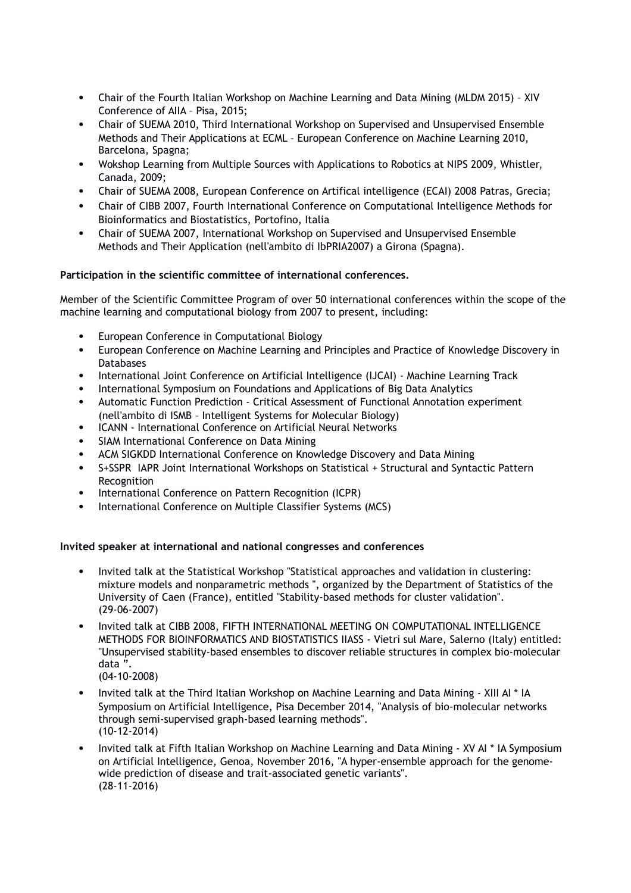- Chair of the Fourth Italian Workshop on Machine Learning and Data Mining (MLDM 2015) – XIV Conference of AIIA – Pisa, 2015;
- Chair of SUEMA 2010, Third International Workshop on Supervised and Unsupervised Ensemble Methods and Their Applications at ECML – European Conference on Machine Learning 2010, Barcelona, Spagna;
- Wokshop Learning from Multiple Sources with Applications to Robotics at NIPS 2009, Whistler, Canada, 2009;
- Chair of SUEMA 2008, European Conference on Artifical intelligence (ECAI) 2008 Patras, Grecia;
- Chair of CIBB 2007, Fourth International Conference on Computational Intelligence Methods for Bioinformatics and Biostatistics, Portofino, Italia
- Chair of SUEMA 2007, International Workshop on Supervised and Unsupervised Ensemble Methods and Their Application (nell'ambito di IbPRIA2007) a Girona (Spagna).

**Participation in the scientific committee of international conferences.**

Member of the Scientific Committee Program of over 50 international conferences within the scope of the machine learning and computational biology from 2007 to present, including:

- European Conference in Computational Biology
- European Conference on Machine Learning and Principles and Practice of Knowledge Discovery in Databases
- International Joint Conference on Artificial Intelligence (IJCAI) - Machine Learning Track
- International Symposium on Foundations and Applications of Big Data Analytics
- Automatic Function Prediction - Critical Assessment of Functional Annotation experiment (nell'ambito di ISMB – Intelligent Systems for Molecular Biology)
- ICANN - International Conference on Artificial Neural Networks
- SIAM International Conference on Data Mining
- ACM SIGKDD International Conference on Knowledge Discovery and Data Mining
- S+SSPR IAPR Joint International Workshops on Statistical + Structural and Syntactic Pattern Recognition
- International Conference on Pattern Recognition (ICPR)
- International Conference on Multiple Classifier Systems (MCS)

**Invited speaker at international and national congresses and conferences**

- Invited talk at the Statistical Workshop "Statistical approaches and validation in clustering: mixture models and nonparametric methods ", organized by the Department of Statistics of the University of Caen (France), entitled "Stability-based methods for cluster validation". (29-06-2007)
- Invited talk at CIBB 2008, FIFTH INTERNATIONAL MEETING ON COMPUTATIONAL INTELLIGENCE METHODS FOR BIOINFORMATICS AND BIOSTATISTICS IIASS - Vietri sul Mare, Salerno (Italy) entitled: "Unsupervised stability-based ensembles to discover reliable structures in complex bio-molecular data ".
  (04-10-2008)
- Invited talk at the Third Italian Workshop on Machine Learning and Data Mining - XIII AI * IA Symposium on Artificial Intelligence, Pisa December 2014, "Analysis of bio-molecular networks through semi-supervised graph-based learning methods".
  (10-12-2014)
- Invited talk at Fifth Italian Workshop on Machine Learning and Data Mining - XV AI * IA Symposium on Artificial Intelligence, Genoa, November 2016, "A hyper-ensemble approach for the genome-wide prediction of disease and trait-associated genetic variants".
  (28-11-2016)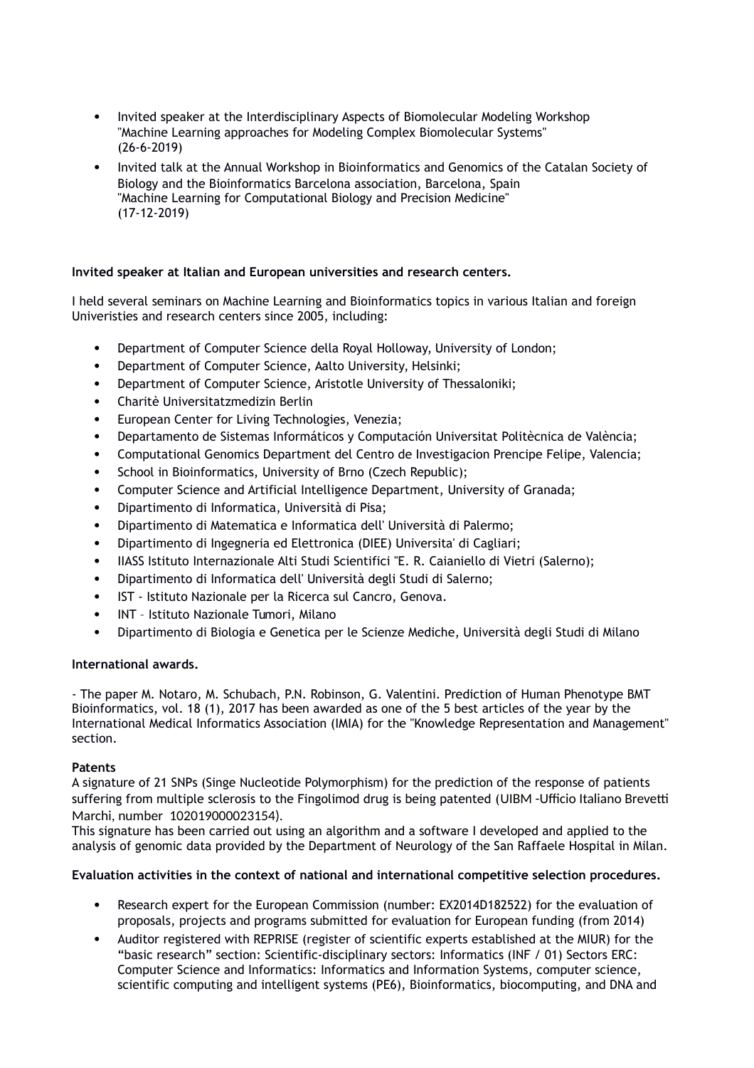- Invited speaker at the Interdisciplinary Aspects of Biomolecular Modeling Workshop "Machine Learning approaches for Modeling Complex Biomolecular Systems" (26-6-2019)
- Invited talk at the Annual Workshop in Bioinformatics and Genomics of the Catalan Society of Biology and the Bioinformatics Barcelona association, Barcelona, Spain "Machine Learning for Computational Biology and Precision Medicine" (17-12-2019)

**Invited speaker at Italian and European universities and research centers.**

I held several seminars on Machine Learning and Bioinformatics topics in various Italian and foreign Univeristies and research centers since 2005, including:

- Department of Computer Science della Royal Holloway, University of London;
- Department of Computer Science, Aalto University, Helsinki;
- Department of Computer Science, Aristotle University of Thessaloniki;
- Charitè Universitatzmedizin Berlin
- European Center for Living Technologies, Venezia;
- Departamento de Sistemas Informáticos y Computación Universitat Politècnica de València;
- Computational Genomics Department del Centro de Investigacion Prencipe Felipe, Valencia;
- School in Bioinformatics, University of Brno (Czech Republic);
- Computer Science and Artificial Intelligence Department, University of Granada;
- Dipartimento di Informatica, Università di Pisa;
- Dipartimento di Matematica e Informatica dell' Università di Palermo;
- Dipartimento di Ingegneria ed Elettronica (DIEE) Universita' di Cagliari;
- IIASS Istituto Internazionale Alti Studi Scientifici "E. R. Caianiello di Vietri (Salerno);
- Dipartimento di Informatica dell' Università degli Studi di Salerno;
- IST - Istituto Nazionale per la Ricerca sul Cancro, Genova.
- INT – Istituto Nazionale Tumori, Milano
- Dipartimento di Biologia e Genetica per le Scienze Mediche, Università degli Studi di Milano

**International awards.**

- The paper M. Notaro, M. Schubach, P.N. Robinson, G. Valentini. Prediction of Human Phenotype BMT Bioinformatics, vol. 18 (1), 2017 has been awarded as one of the 5 best articles of the year by the International Medical Informatics Association (IMIA) for the "Knowledge Representation and Management" section.

**Patents**

A signature of 21 SNPs (Singe Nucleotide Polymorphism) for the prediction of the response of patients suffering from multiple sclerosis to the Fingolimod drug is being patented (UIBM -Ufficio Italiano Brevetti Marchi, number 102019000023154).

This signature has been carried out using an algorithm and a software I developed and applied to the analysis of genomic data provided by the Department of Neurology of the San Raffaele Hospital in Milan.

**Evaluation activities in the context of national and international competitive selection procedures.**

- Research expert for the European Commission (number: EX2014D182522) for the evaluation of proposals, projects and programs submitted for evaluation for European funding (from 2014)
- Auditor registered with REPRISE (register of scientific experts established at the MIUR) for the "basic research" section: Scientific-disciplinary sectors: Informatics (INF / 01) Sectors ERC: Computer Science and Informatics: Informatics and Information Systems, computer science, scientific computing and intelligent systems (PE6), Bioinformatics, biocomputing, and DNA and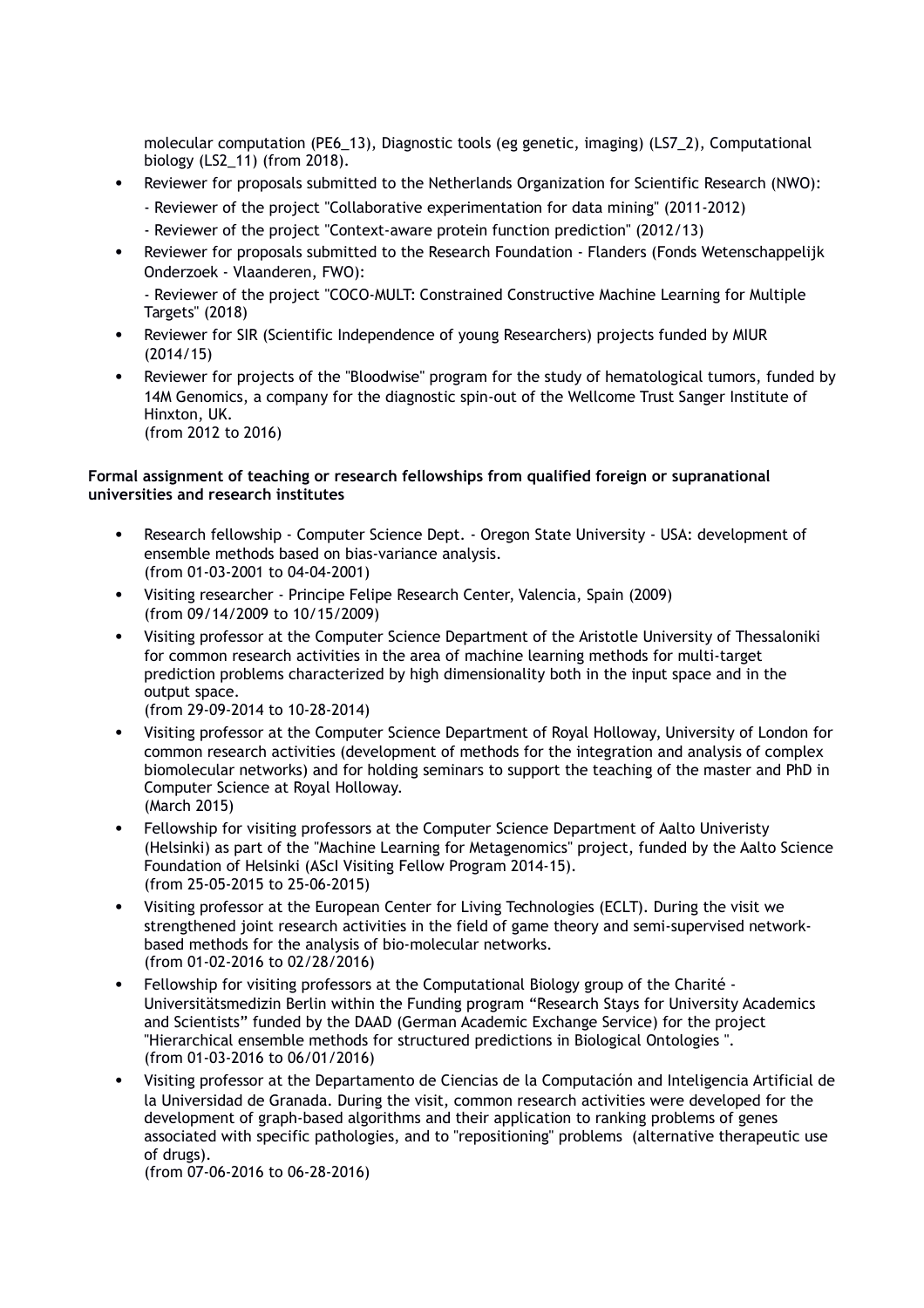molecular computation (PE6_13), Diagnostic tools (eg genetic, imaging) (LS7_2), Computational biology (LS2_11) (from 2018).

- Reviewer for proposals submitted to the Netherlands Organization for Scientific Research (NWO):
  - Reviewer of the project "Collaborative experimentation for data mining" (2011-2012)
  - Reviewer of the project "Context-aware protein function prediction" (2012/13)
- Reviewer for proposals submitted to the Research Foundation - Flanders (Fonds Wetenschappelijk Onderzoek - Vlaanderen, FWO):
  - Reviewer of the project "COCO-MULT: Constrained Constructive Machine Learning for Multiple Targets" (2018)
- Reviewer for SIR (Scientific Independence of young Researchers) projects funded by MIUR (2014/15)
- Reviewer for projects of the "Bloodwise" program for the study of hematological tumors, funded by 14M Genomics, a company for the diagnostic spin-out of the Wellcome Trust Sanger Institute of Hinxton, UK.
  (from 2012 to 2016)

**Formal assignment of teaching or research fellowships from qualified foreign or supranational universities and research institutes**

- Research fellowship - Computer Science Dept. - Oregon State University - USA: development of ensemble methods based on bias-variance analysis.
  (from 01-03-2001 to 04-04-2001)
- Visiting researcher - Principe Felipe Research Center, Valencia, Spain (2009)
  (from 09/14/2009 to 10/15/2009)
- Visiting professor at the Computer Science Department of the Aristotle University of Thessaloniki for common research activities in the area of machine learning methods for multi-target prediction problems characterized by high dimensionality both in the input space and in the output space.
  (from 29-09-2014 to 10-28-2014)
- Visiting professor at the Computer Science Department of Royal Holloway, University of London for common research activities (development of methods for the integration and analysis of complex biomolecular networks) and for holding seminars to support the teaching of the master and PhD in Computer Science at Royal Holloway.
  (March 2015)
- Fellowship for visiting professors at the Computer Science Department of Aalto Univeristy (Helsinki) as part of the "Machine Learning for Metagenomics" project, funded by the Aalto Science Foundation of Helsinki (AScI Visiting Fellow Program 2014-15).
  (from 25-05-2015 to 25-06-2015)
- Visiting professor at the European Center for Living Technologies (ECLT). During the visit we strengthened joint research activities in the field of game theory and semi-supervised network-based methods for the analysis of bio-molecular networks.
  (from 01-02-2016 to 02/28/2016)
- Fellowship for visiting professors at the Computational Biology group of the Charité - Universitätsmedizin Berlin within the Funding program "Research Stays for University Academics and Scientists" funded by the DAAD (German Academic Exchange Service) for the project "Hierarchical ensemble methods for structured predictions in Biological Ontologies ".
  (from 01-03-2016 to 06/01/2016)
- Visiting professor at the Departamento de Ciencias de la Computación and Inteligencia Artificial de la Universidad de Granada. During the visit, common research activities were developed for the development of graph-based algorithms and their application to ranking problems of genes associated with specific pathologies, and to "repositioning" problems (alternative therapeutic use of drugs).
  (from 07-06-2016 to 06-28-2016)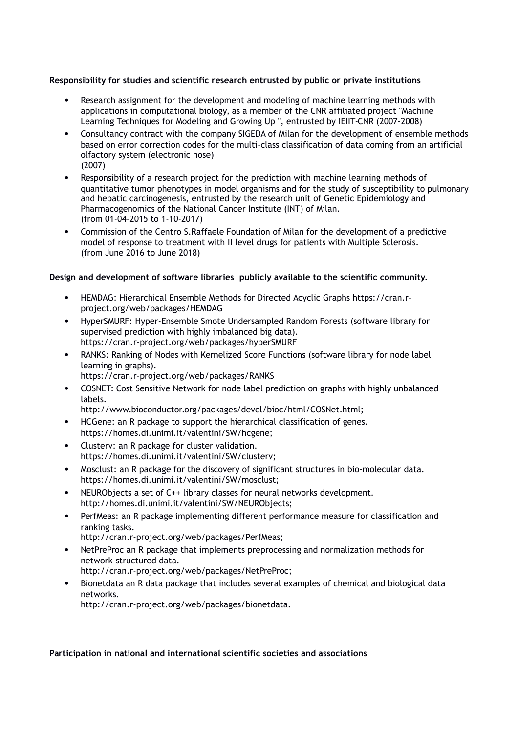**Responsibility for studies and scientific research entrusted by public or private institutions**

- Research assignment for the development and modeling of machine learning methods with applications in computational biology, as a member of the CNR affiliated project "Machine Learning Techniques for Modeling and Growing Up ", entrusted by IEIIT-CNR (2007-2008)
- Consultancy contract with the company SIGEDA of Milan for the development of ensemble methods based on error correction codes for the multi-class classification of data coming from an artificial olfactory system (electronic nose) (2007)
- Responsibility of a research project for the prediction with machine learning methods of quantitative tumor phenotypes in model organisms and for the study of susceptibility to pulmonary and hepatic carcinogenesis, entrusted by the research unit of Genetic Epidemiology and Pharmacogenomics of the National Cancer Institute (INT) of Milan. (from 01-04-2015 to 1-10-2017)
- Commission of the Centro S.Raffaele Foundation of Milan for the development of a predictive model of response to treatment with II level drugs for patients with Multiple Sclerosis. (from June 2016 to June 2018)

**Design and development of software libraries publicly available to the scientific community.**

- HEMDAG: Hierarchical Ensemble Methods for Directed Acyclic Graphs https://cran.r-project.org/web/packages/HEMDAG
- HyperSMURF: Hyper-Ensemble Smote Undersampled Random Forests (software library for supervised prediction with highly imbalanced big data). https://cran.r-project.org/web/packages/hyperSMURF
- RANKS: Ranking of Nodes with Kernelized Score Functions (software library for node label learning in graphs). https://cran.r-project.org/web/packages/RANKS
- COSNET: Cost Sensitive Network for node label prediction on graphs with highly unbalanced labels. http://www.bioconductor.org/packages/devel/bioc/html/COSNet.html;
- HCGene: an R package to support the hierarchical classification of genes. https://homes.di.unimi.it/valentini/SW/hcgene;
- Clusterv: an R package for cluster validation. https://homes.di.unimi.it/valentini/SW/clusterv;
- Mosclust: an R package for the discovery of significant structures in bio-molecular data. https://homes.di.unimi.it/valentini/SW/mosclust;
- NEURObjects a set of C++ library classes for neural networks development. http://homes.di.unimi.it/valentini/SW/NEURObjects;
- PerfMeas: an R package implementing different performance measure for classification and ranking tasks. http://cran.r-project.org/web/packages/PerfMeas;
- NetPreProc an R package that implements preprocessing and normalization methods for network-structured data. http://cran.r-project.org/web/packages/NetPreProc;
- Bionetdata an R data package that includes several examples of chemical and biological data networks. http://cran.r-project.org/web/packages/bionetdata.

**Participation in national and international scientific societies and associations**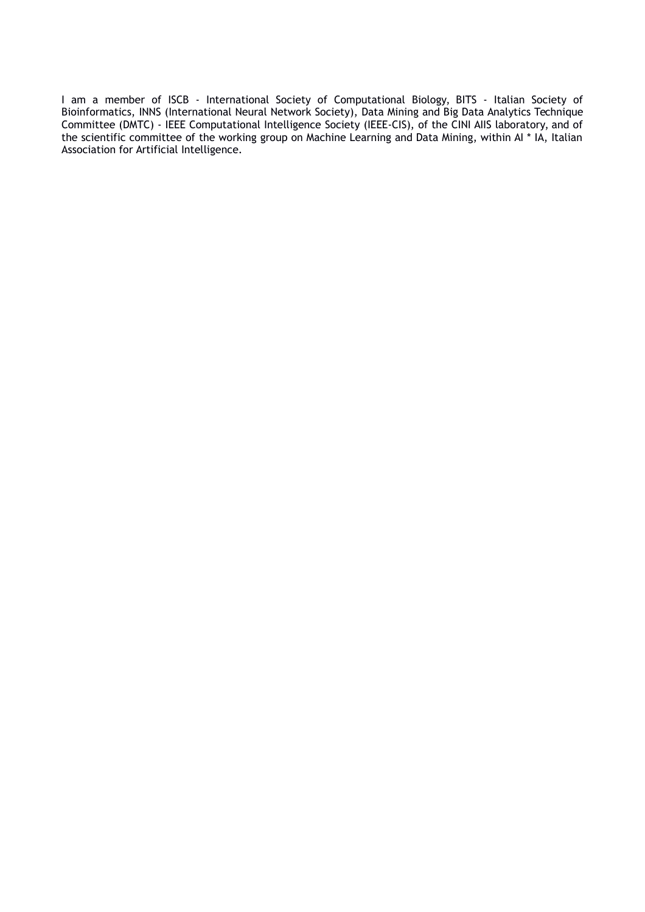I am a member of ISCB - International Society of Computational Biology, BITS - Italian Society of Bioinformatics, INNS (International Neural Network Society), Data Mining and Big Data Analytics Technique Committee (DMTC) - IEEE Computational Intelligence Society (IEEE-CIS), of the CINI AIIS laboratory, and of the scientific committee of the working group on Machine Learning and Data Mining, within AI * IA, Italian Association for Artificial Intelligence.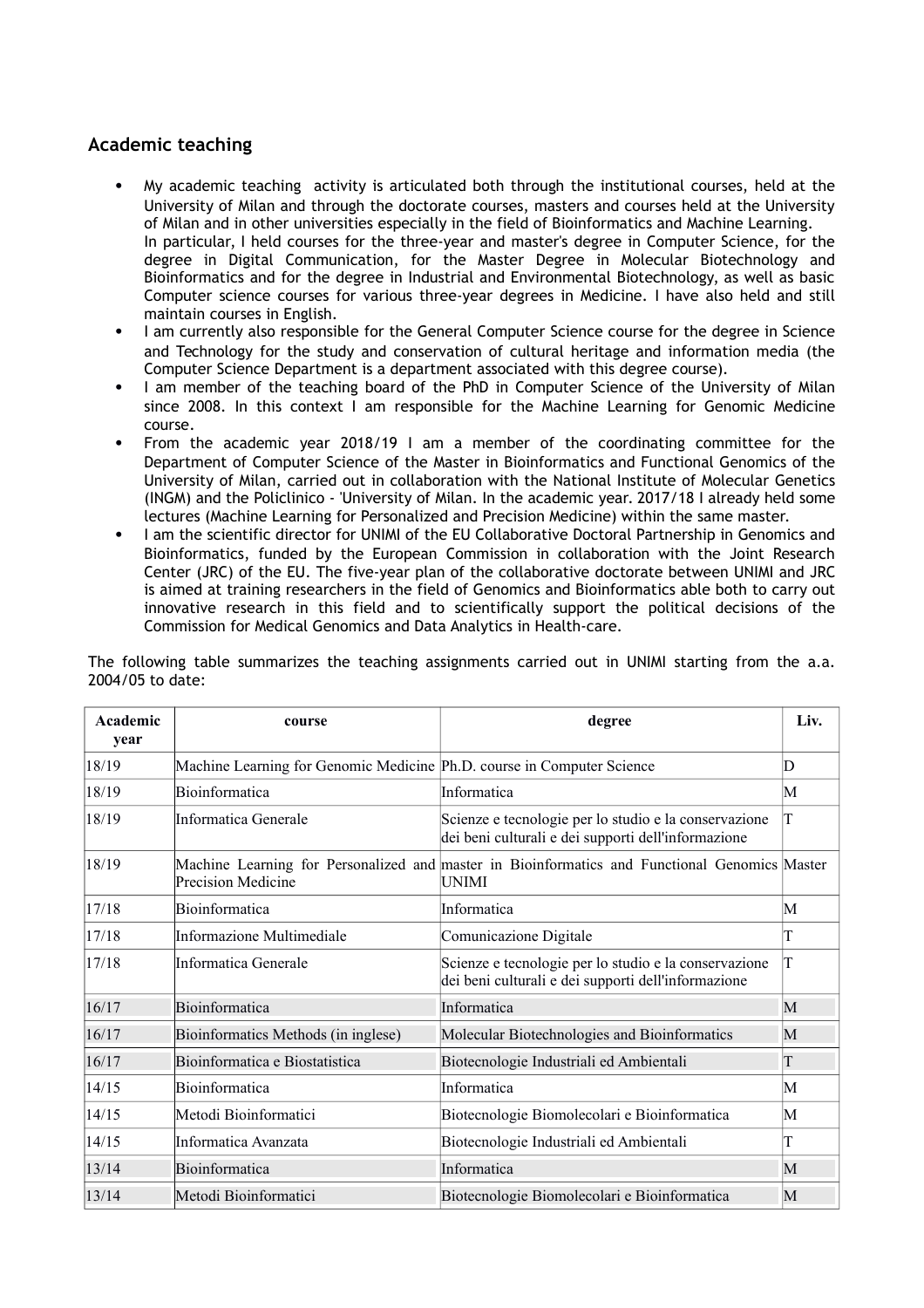## Academic teaching

- My academic teaching activity is articulated both through the institutional courses, held at the University of Milan and through the doctorate courses, masters and courses held at the University of Milan and in other universities especially in the field of Bioinformatics and Machine Learning. In particular, I held courses for the three-year and master's degree in Computer Science, for the degree in Digital Communication, for the Master Degree in Molecular Biotechnology and Bioinformatics and for the degree in Industrial and Environmental Biotechnology, as well as basic Computer science courses for various three-year degrees in Medicine. I have also held and still maintain courses in English.
- I am currently also responsible for the General Computer Science course for the degree in Science and Technology for the study and conservation of cultural heritage and information media (the Computer Science Department is a department associated with this degree course).
- I am member of the teaching board of the PhD in Computer Science of the University of Milan since 2008. In this context I am responsible for the Machine Learning for Genomic Medicine course.
- From the academic year 2018/19 I am a member of the coordinating committee for the Department of Computer Science of the Master in Bioinformatics and Functional Genomics of the University of Milan, carried out in collaboration with the National Institute of Molecular Genetics (INGM) and the Policlinico - 'University of Milan. In the academic year. 2017/18 I already held some lectures (Machine Learning for Personalized and Precision Medicine) within the same master.
- I am the scientific director for UNIMI of the EU Collaborative Doctoral Partnership in Genomics and Bioinformatics, funded by the European Commission in collaboration with the Joint Research Center (JRC) of the EU. The five-year plan of the collaborative doctorate between UNIMI and JRC is aimed at training researchers in the field of Genomics and Bioinformatics able both to carry out innovative research in this field and to scientifically support the political decisions of the Commission for Medical Genomics and Data Analytics in Health-care.

The following table summarizes the teaching assignments carried out in UNIMI starting from the a.a. 2004/05 to date:

| Academic year | course | degree | Liv. |
|---|---|---|---|
| 18/19 | Machine Learning for Genomic Medicine | Ph.D. course in Computer Science | D |
| 18/19 | Bioinformatica | Informatica | M |
| 18/19 | Informatica Generale | Scienze e tecnologie per lo studio e la conservazione dei beni culturali e dei supporti dell'informazione | T |
| 18/19 | Machine Learning for Personalized and Precision Medicine | master in Bioinformatics and Functional Genomics UNIMI | Master |
| 17/18 | Bioinformatica | Informatica | M |
| 17/18 | Informazione Multimediale | Comunicazione Digitale | T |
| 17/18 | Informatica Generale | Scienze e tecnologie per lo studio e la conservazione dei beni culturali e dei supporti dell'informazione | T |
| 16/17 | Bioinformatica | Informatica | M |
| 16/17 | Bioinformatics Methods (in inglese) | Molecular Biotechnologies and Bioinformatics | M |
| 16/17 | Bioinformatica e Biostatistica | Biotecnologie Industriali ed Ambientali | T |
| 14/15 | Bioinformatica | Informatica | M |
| 14/15 | Metodi Bioinformatici | Biotecnologie Biomolecolari e Bioinformatica | M |
| 14/15 | Informatica Avanzata | Biotecnologie Industriali ed Ambientali | T |
| 13/14 | Bioinformatica | Informatica | M |
| 13/14 | Metodi Bioinformatici | Biotecnologie Biomolecolari e Bioinformatica | M |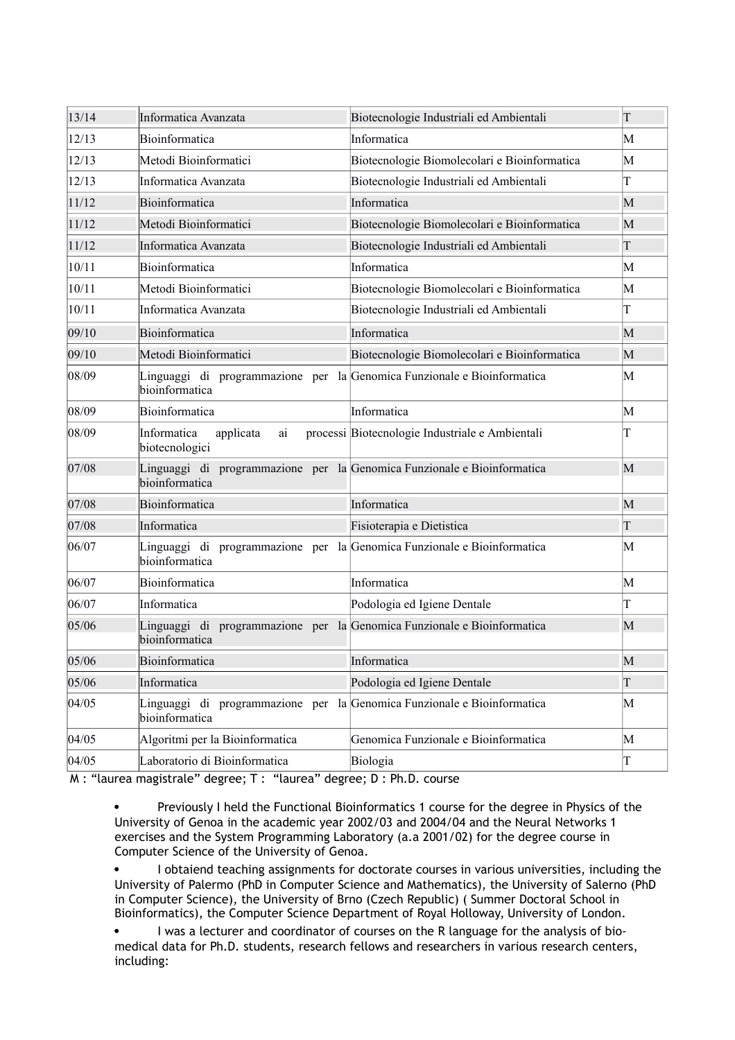| | | | |
|---|---|---|---|
| 13/14 | Informatica Avanzata | Biotecnologie Industriali ed Ambientali | T |
| 12/13 | Bioinformatica | Informatica | M |
| 12/13 | Metodi Bioinformatici | Biotecnologie Biomolecolari e Bioinformatica | M |
| 12/13 | Informatica Avanzata | Biotecnologie Industriali ed Ambientali | T |
| 11/12 | Bioinformatica | Informatica | M |
| 11/12 | Metodi Bioinformatici | Biotecnologie Biomolecolari e Bioinformatica | M |
| 11/12 | Informatica Avanzata | Biotecnologie Industriali ed Ambientali | T |
| 10/11 | Bioinformatica | Informatica | M |
| 10/11 | Metodi Bioinformatici | Biotecnologie Biomolecolari e Bioinformatica | M |
| 10/11 | Informatica Avanzata | Biotecnologie Industriali ed Ambientali | T |
| 09/10 | Bioinformatica | Informatica | M |
| 09/10 | Metodi Bioinformatici | Biotecnologie Biomolecolari e Bioinformatica | M |
| 08/09 | Linguaggi di programmazione per la bioinformatica | Genomica Funzionale e Bioinformatica | M |
| 08/09 | Bioinformatica | Informatica | M |
| 08/09 | Informatica applicata ai processi biotecnologici | Biotecnologie Industriale e Ambientali | T |
| 07/08 | Linguaggi di programmazione per la bioinformatica | Genomica Funzionale e Bioinformatica | M |
| 07/08 | Bioinformatica | Informatica | M |
| 07/08 | Informatica | Fisioterapia e Dietistica | T |
| 06/07 | Linguaggi di programmazione per la bioinformatica | Genomica Funzionale e Bioinformatica | M |
| 06/07 | Bioinformatica | Informatica | M |
| 06/07 | Informatica | Podologia ed Igiene Dentale | T |
| 05/06 | Linguaggi di programmazione per la bioinformatica | Genomica Funzionale e Bioinformatica | M |
| 05/06 | Bioinformatica | Informatica | M |
| 05/06 | Informatica | Podologia ed Igiene Dentale | T |
| 04/05 | Linguaggi di programmazione per la bioinformatica | Genomica Funzionale e Bioinformatica | M |
| 04/05 | Algoritmi per la Bioinformatica | Genomica Funzionale e Bioinformatica | M |
| 04/05 | Laboratorio di Bioinformatica | Biologia | T |

M : "laurea magistrale" degree; T : "laurea" degree; D : Ph.D. course

- Previously I held the Functional Bioinformatics 1 course for the degree in Physics of the University of Genoa in the academic year 2002/03 and 2004/04 and the Neural Networks 1 exercises and the System Programming Laboratory (a.a 2001/02) for the degree course in Computer Science of the University of Genoa.
- I obtaiend teaching assignments for doctorate courses in various universities, including the University of Palermo (PhD in Computer Science and Mathematics), the University of Salerno (PhD in Computer Science), the University of Brno (Czech Republic) ( Summer Doctoral School in Bioinformatics), the Computer Science Department of Royal Holloway, University of London.
- I was a lecturer and coordinator of courses on the R language for the analysis of bio-medical data for Ph.D. students, research fellows and researchers in various research centers, including: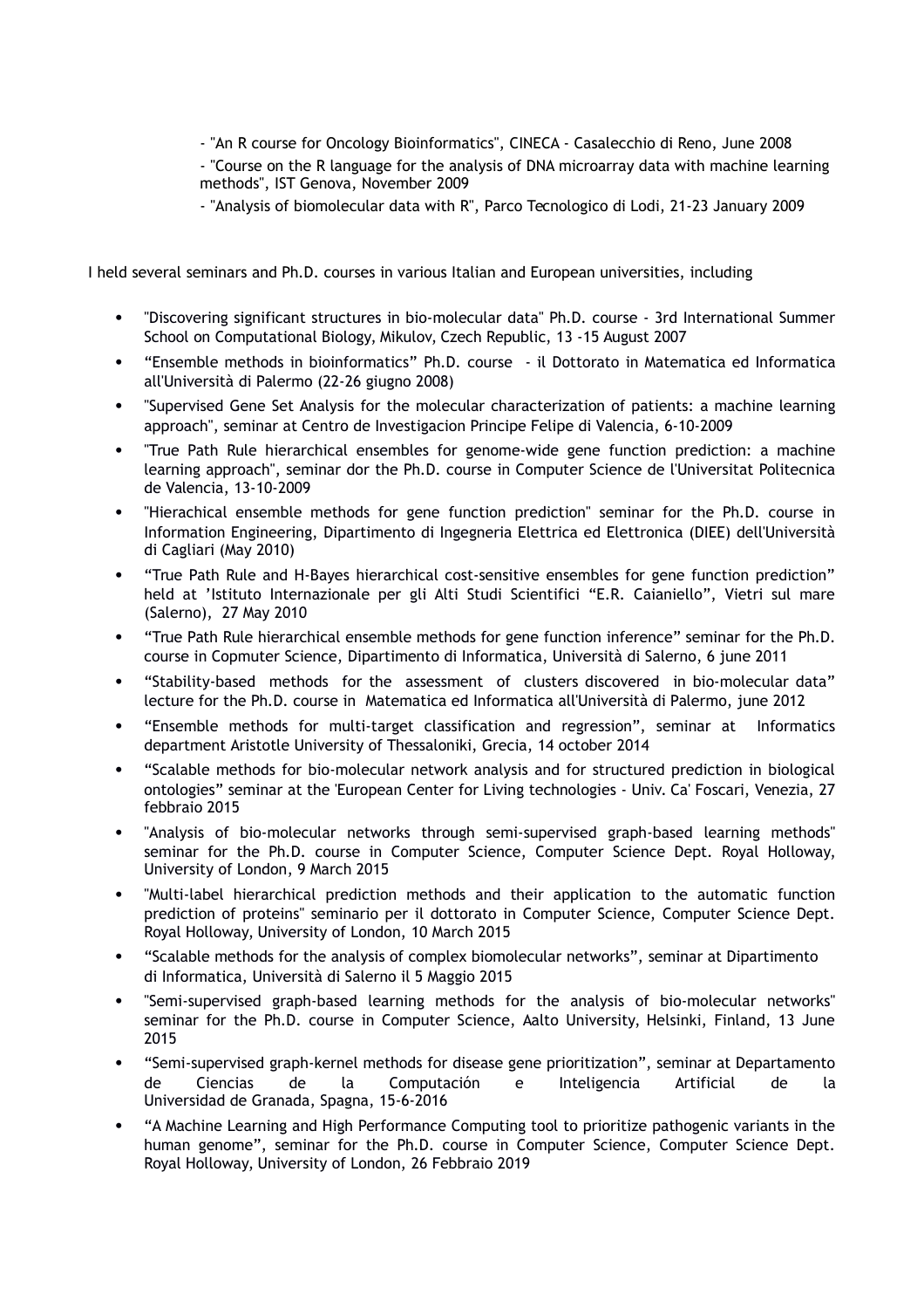- "An R course for Oncology Bioinformatics", CINECA - Casalecchio di Reno, June 2008
- "Course on the R language for the analysis of DNA microarray data with machine learning methods", IST Genova, November 2009
- "Analysis of biomolecular data with R", Parco Tecnologico di Lodi, 21-23 January 2009

I held several seminars and Ph.D. courses in various Italian and European universities, including

- "Discovering significant structures in bio-molecular data" Ph.D. course - 3rd International Summer School on Computational Biology, Mikulov, Czech Republic, 13 -15 August 2007
- "Ensemble methods in bioinformatics" Ph.D. course - il Dottorato in Matematica ed Informatica all'Università di Palermo (22-26 giugno 2008)
- "Supervised Gene Set Analysis for the molecular characterization of patients: a machine learning approach", seminar at Centro de Investigacion Principe Felipe di Valencia, 6-10-2009
- "True Path Rule hierarchical ensembles for genome-wide gene function prediction: a machine learning approach", seminar dor the Ph.D. course in Computer Science de l'Universitat Politecnica de Valencia, 13-10-2009
- "Hierachical ensemble methods for gene function prediction" seminar for the Ph.D. course in Information Engineering, Dipartimento di Ingegneria Elettrica ed Elettronica (DIEE) dell'Università di Cagliari (May 2010)
- "True Path Rule and H-Bayes hierarchical cost-sensitive ensembles for gene function prediction" held at 'Istituto Internazionale per gli Alti Studi Scientifici "E.R. Caianiello", Vietri sul mare (Salerno), 27 May 2010
- "True Path Rule hierarchical ensemble methods for gene function inference" seminar for the Ph.D. course in Copmuter Science, Dipartimento di Informatica, Università di Salerno, 6 june 2011
- "Stability-based methods for the assessment of clusters discovered in bio-molecular data" lecture for the Ph.D. course in Matematica ed Informatica all'Università di Palermo, june 2012
- "Ensemble methods for multi-target classification and regression", seminar at Informatics department Aristotle University of Thessaloniki, Grecia, 14 october 2014
- "Scalable methods for bio-molecular network analysis and for structured prediction in biological ontologies" seminar at the 'European Center for Living technologies - Univ. Ca' Foscari, Venezia, 27 febbraio 2015
- "Analysis of bio-molecular networks through semi-supervised graph-based learning methods" seminar for the Ph.D. course in Computer Science, Computer Science Dept. Royal Holloway, University of London, 9 March 2015
- "Multi-label hierarchical prediction methods and their application to the automatic function prediction of proteins" seminario per il dottorato in Computer Science, Computer Science Dept. Royal Holloway, University of London, 10 March 2015
- "Scalable methods for the analysis of complex biomolecular networks", seminar at Dipartimento di Informatica, Università di Salerno il 5 Maggio 2015
- "Semi-supervised graph-based learning methods for the analysis of bio-molecular networks" seminar for the Ph.D. course in Computer Science, Aalto University, Helsinki, Finland, 13 June 2015
- "Semi-supervised graph-kernel methods for disease gene prioritization", seminar at Departamento de Ciencias de la Computación e Inteligencia Artificial de la Universidad de Granada, Spagna, 15-6-2016
- "A Machine Learning and High Performance Computing tool to prioritize pathogenic variants in the human genome", seminar for the Ph.D. course in Computer Science, Computer Science Dept. Royal Holloway, University of London, 26 Febbraio 2019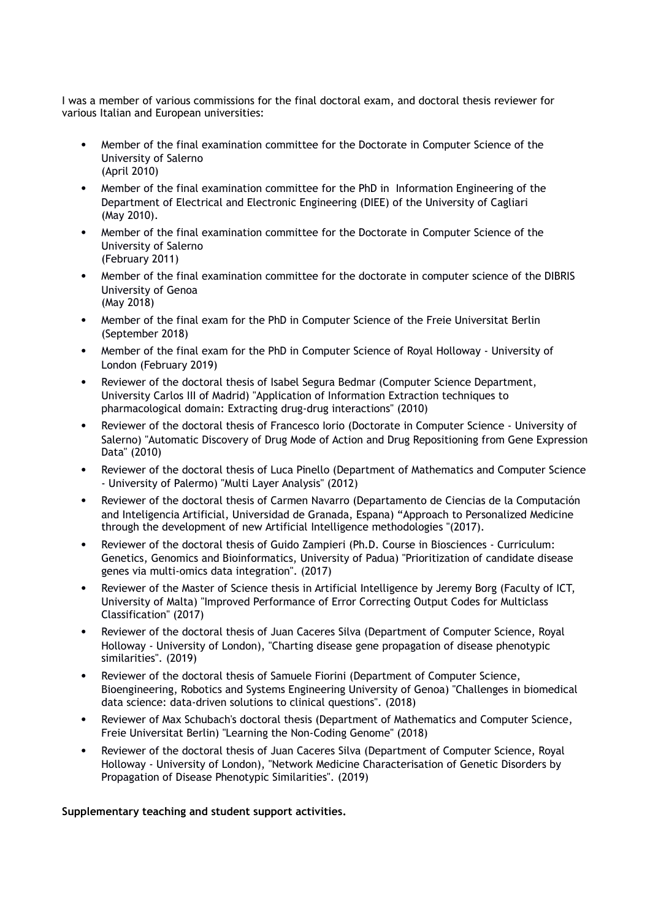I was a member of various commissions for the final doctoral exam, and doctoral thesis reviewer for various Italian and European universities:

- Member of the final examination committee for the Doctorate in Computer Science of the University of Salerno (April 2010)
- Member of the final examination committee for the PhD in Information Engineering of the Department of Electrical and Electronic Engineering (DIEE) of the University of Cagliari (May 2010).
- Member of the final examination committee for the Doctorate in Computer Science of the University of Salerno (February 2011)
- Member of the final examination committee for the doctorate in computer science of the DIBRIS University of Genoa (May 2018)
- Member of the final exam for the PhD in Computer Science of the Freie Universitat Berlin (September 2018)
- Member of the final exam for the PhD in Computer Science of Royal Holloway - University of London (February 2019)
- Reviewer of the doctoral thesis of Isabel Segura Bedmar (Computer Science Department, University Carlos III of Madrid) "Application of Information Extraction techniques to pharmacological domain: Extracting drug-drug interactions" (2010)
- Reviewer of the doctoral thesis of Francesco Iorio (Doctorate in Computer Science - University of Salerno) "Automatic Discovery of Drug Mode of Action and Drug Repositioning from Gene Expression Data" (2010)
- Reviewer of the doctoral thesis of Luca Pinello (Department of Mathematics and Computer Science - University of Palermo) "Multi Layer Analysis" (2012)
- Reviewer of the doctoral thesis of Carmen Navarro (Departamento de Ciencias de la Computación and Inteligencia Artificial, Universidad de Granada, Espana) "Approach to Personalized Medicine through the development of new Artificial Intelligence methodologies "(2017).
- Reviewer of the doctoral thesis of Guido Zampieri (Ph.D. Course in Biosciences - Curriculum: Genetics, Genomics and Bioinformatics, University of Padua) "Prioritization of candidate disease genes via multi-omics data integration". (2017)
- Reviewer of the Master of Science thesis in Artificial Intelligence by Jeremy Borg (Faculty of ICT, University of Malta) "Improved Performance of Error Correcting Output Codes for Multiclass Classification" (2017)
- Reviewer of the doctoral thesis of Juan Caceres Silva (Department of Computer Science, Royal Holloway - University of London), "Charting disease gene propagation of disease phenotypic similarities". (2019)
- Reviewer of the doctoral thesis of Samuele Fiorini (Department of Computer Science, Bioengineering, Robotics and Systems Engineering University of Genoa) "Challenges in biomedical data science: data-driven solutions to clinical questions". (2018)
- Reviewer of Max Schubach's doctoral thesis (Department of Mathematics and Computer Science, Freie Universitat Berlin) "Learning the Non-Coding Genome" (2018)
- Reviewer of the doctoral thesis of Juan Caceres Silva (Department of Computer Science, Royal Holloway - University of London), "Network Medicine Characterisation of Genetic Disorders by Propagation of Disease Phenotypic Similarities". (2019)

**Supplementary teaching and student support activities.**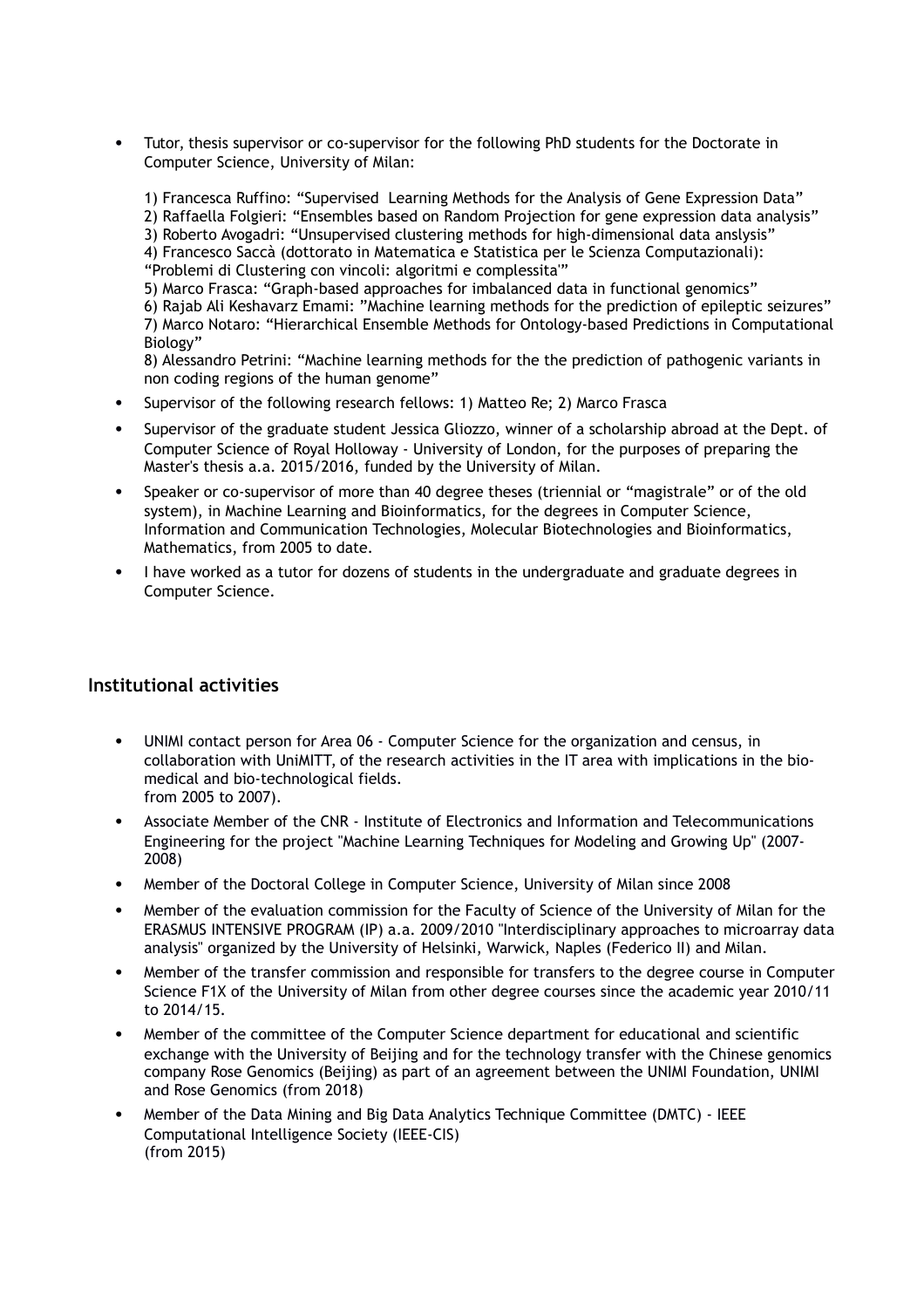- Tutor, thesis supervisor or co-supervisor for the following PhD students for the Doctorate in Computer Science, University of Milan:

  1) Francesca Ruffino: "Supervised Learning Methods for the Analysis of Gene Expression Data"
  2) Raffaella Folgieri: "Ensembles based on Random Projection for gene expression data analysis"
  3) Roberto Avogadri: "Unsupervised clustering methods for high-dimensional data anslysis"
  4) Francesco Saccà (dottorato in Matematica e Statistica per le Scienza Computazionali): "Problemi di Clustering con vincoli: algoritmi e complessita'"
  5) Marco Frasca: "Graph-based approaches for imbalanced data in functional genomics"
  6) Rajab Ali Keshavarz Emami: "Machine learning methods for the prediction of epileptic seizures"
  7) Marco Notaro: "Hierarchical Ensemble Methods for Ontology-based Predictions in Computational Biology"
  8) Alessandro Petrini: "Machine learning methods for the the prediction of pathogenic variants in non coding regions of the human genome"

- Supervisor of the following research fellows: 1) Matteo Re; 2) Marco Frasca
- Supervisor of the graduate student Jessica Gliozzo, winner of a scholarship abroad at the Dept. of Computer Science of Royal Holloway - University of London, for the purposes of preparing the Master's thesis a.a. 2015/2016, funded by the University of Milan.
- Speaker or co-supervisor of more than 40 degree theses (triennial or "magistrale" or of the old system), in Machine Learning and Bioinformatics, for the degrees in Computer Science, Information and Communication Technologies, Molecular Biotechnologies and Bioinformatics, Mathematics, from 2005 to date.
- I have worked as a tutor for dozens of students in the undergraduate and graduate degrees in Computer Science.

## Institutional activities

- UNIMI contact person for Area 06 - Computer Science for the organization and census, in collaboration with UniMITT, of the research activities in the IT area with implications in the bio-medical and bio-technological fields. from 2005 to 2007).
- Associate Member of the CNR - Institute of Electronics and Information and Telecommunications Engineering for the project "Machine Learning Techniques for Modeling and Growing Up" (2007-2008)
- Member of the Doctoral College in Computer Science, University of Milan since 2008
- Member of the evaluation commission for the Faculty of Science of the University of Milan for the ERASMUS INTENSIVE PROGRAM (IP) a.a. 2009/2010 "Interdisciplinary approaches to microarray data analysis" organized by the University of Helsinki, Warwick, Naples (Federico II) and Milan.
- Member of the transfer commission and responsible for transfers to the degree course in Computer Science F1X of the University of Milan from other degree courses since the academic year 2010/11 to 2014/15.
- Member of the committee of the Computer Science department for educational and scientific exchange with the University of Beijing and for the technology transfer with the Chinese genomics company Rose Genomics (Beijing) as part of an agreement between the UNIMI Foundation, UNIMI and Rose Genomics (from 2018)
- Member of the Data Mining and Big Data Analytics Technique Committee (DMTC) - IEEE Computational Intelligence Society (IEEE-CIS) (from 2015)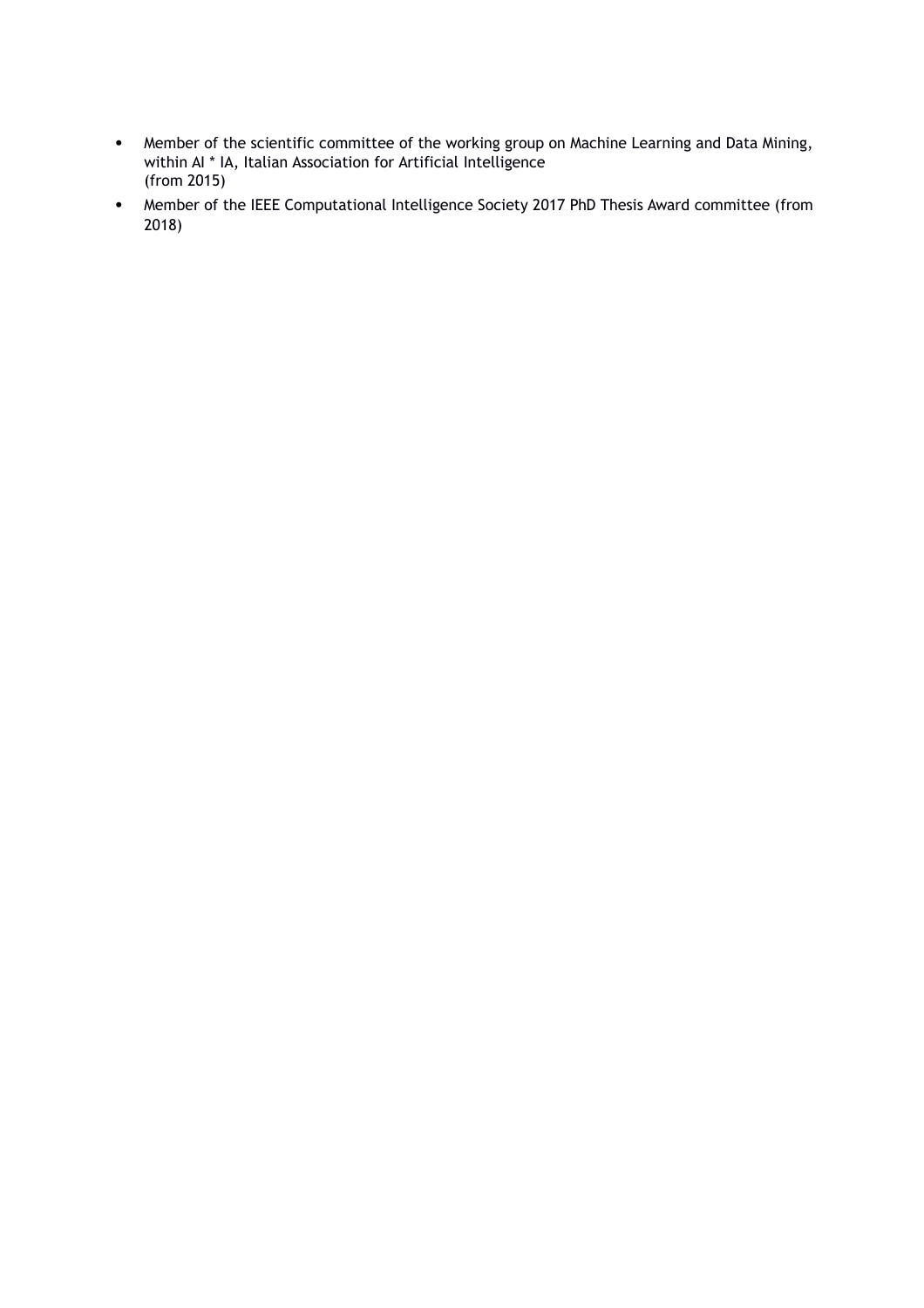- Member of the scientific committee of the working group on Machine Learning and Data Mining, within AI * IA, Italian Association for Artificial Intelligence (from 2015)
- Member of the IEEE Computational Intelligence Society 2017 PhD Thesis Award committee (from 2018)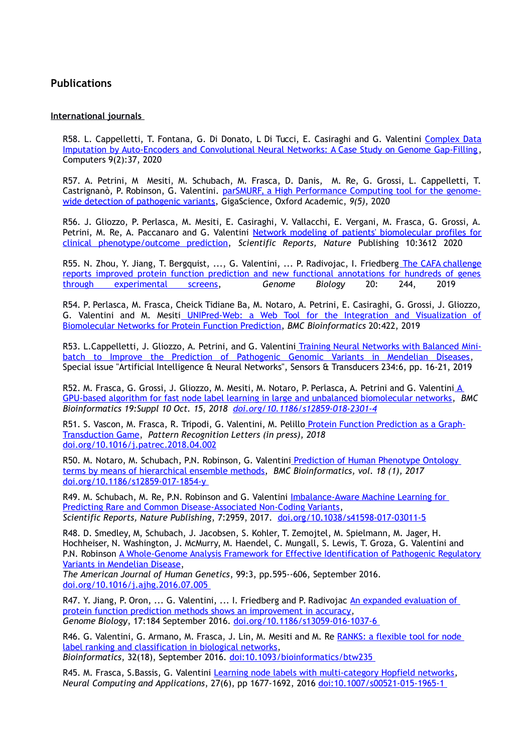## Publications

**International journals**

R58. L. Cappelletti, T. Fontana, G. Di Donato, L Di Tucci, E. Casiraghi and G. Valentini [Complex Data Imputation by Auto-Encoders and Convolutional Neural Networks: A Case Study on Genome Gap-Filling](), Computers 9(2):37, 2020

R57. A. Petrini, M Mesiti, M. Schubach, M. Frasca, D. Danis, M. Re, G. Grossi, L. Cappelletti, T. Castrignanò, P. Robinson, G. Valentini. [parSMURF, a High Performance Computing tool for the genome-wide detection of pathogenic variants](), GigaScience, Oxford Academic, *9(5)*, 2020

R56. J. Gliozzo, P. Perlasca, M. Mesiti, E. Casiraghi, V. Vallacchi, E. Vergani, M. Frasca, G. Grossi, A. Petrini, M. Re, A. Paccanaro and G. Valentini [Network modeling of patients' biomolecular profiles for clinical phenotype/outcome prediction](), *Scientific Reports, Nature* Publishing 10:3612 2020

R55. N. Zhou, Y. Jiang, T. Bergquist, ..., G. Valentini, ... P. Radivojac, I. Friedberg [The CAFA challenge reports improved protein function prediction and new functional annotations for hundreds of genes through experimental screens](), *Genome Biology* 20: 244, 2019

R54. P. Perlasca, M. Frasca, Cheick Tidiane Ba, M. Notaro, A. Petrini, E. Casiraghi, G. Grossi, J. Gliozzo, G. Valentini and M. Mesiti [UNIPred-Web: a Web Tool for the Integration and Visualization of Biomolecular Networks for Protein Function Prediction](), *BMC Bioinformatics* 20:422, 2019

R53. L.Cappelletti, J. Gliozzo, A. Petrini, and G. Valentini [Training Neural Networks with Balanced Mini-batch to Improve the Prediction of Pathogenic Genomic Variants in Mendelian Diseases](), Special issue "Artificial Intelligence & Neural Networks", Sensors & Transducers 234:6, pp. 16-21, 2019

R52. M. Frasca, G. Grossi, J. Gliozzo, M. Mesiti, M. Notaro, P. Perlasca, A. Petrini and G. Valentini [A GPU-based algorithm for fast node label learning in large and unbalanced biomolecular networks](), *BMC Bioinformatics 19:Suppl 10 Oct. 15, 2018* [*doi.org/10.1186/s12859-018-2301-4*]()

R51. S. Vascon, M. Frasca, R. Tripodi, G. Valentini, M. Pelillo [Protein Function Prediction as a Graph-Transduction Game](), *Pattern Recognition Letters (in press), 2018* [doi.org/10.1016/j.patrec.2018.04.002]()

R50. M. Notaro, M. Schubach, P.N. Robinson, G. Valentini [Prediction of Human Phenotype Ontology terms by means of hierarchical ensemble methods](), *BMC Bioinformatics, vol. 18 (1), 2017* [doi.org/10.1186/s12859-017-1854-y]()

R49. M. Schubach, M. Re, P.N. Robinson and G. Valentini [Imbalance-Aware Machine Learning for Predicting Rare and Common Disease-Associated Non-Coding Variants](), *Scientific Reports, Nature Publishing*, 7:2959, 2017. [doi.org/10.1038/s41598-017-03011-5]()

R48. D. Smedley, M, Schubach, J. Jacobsen, S. Kohler, T. Zemojtel, M. Spielmann, M. Jager, H. Hochheiser, N. Washington, J. McMurry, M. Haendel, C. Mungall, S. Lewis, T. Groza, G. Valentini and P.N. Robinson [A Whole-Genome Analysis Framework for Effective Identification of Pathogenic Regulatory Variants in Mendelian Disease](), *The American Journal of Human Genetics*, 99:3, pp.595--606, September 2016. [doi.org/10.1016/j.ajhg.2016.07.005]()

R47. Y. Jiang, P. Oron, ... G. Valentini, ... I. Friedberg and P. Radivojac [An expanded evaluation of protein function prediction methods shows an improvement in accuracy](), *Genome Biology*, 17:184 September 2016. [doi.org/10.1186/s13059-016-1037-6]()

R46. G. Valentini, G. Armano, M. Frasca, J. Lin, M. Mesiti and M. Re [RANKS: a flexible tool for node label ranking and classification in biological networks](), *Bioinformatics*, 32(18), September 2016. [doi:10.1093/bioinformatics/btw235]()

R45. M. Frasca, S.Bassis, G. Valentini [Learning node labels with multi-category Hopfield networks](), *Neural Computing and Applications*, 27(6), pp 1677-1692, 2016 [doi:10.1007/s00521-015-1965-1]()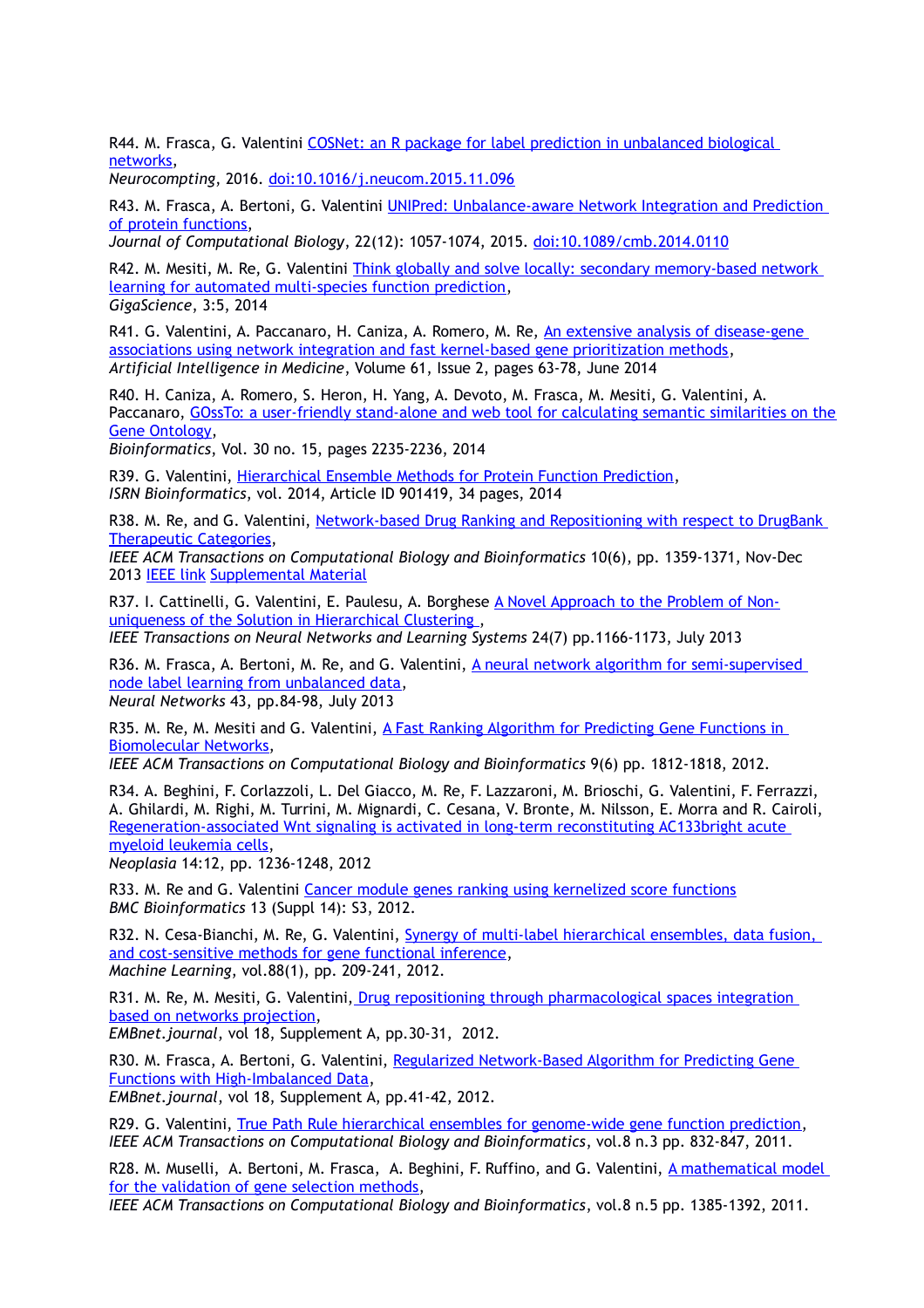R44. M. Frasca, G. Valentini COSNet: an R package for label prediction in unbalanced biological networks,
*Neurocompting*, 2016. doi:10.1016/j.neucom.2015.11.096

R43. M. Frasca, A. Bertoni, G. Valentini UNIPred: Unbalance-aware Network Integration and Prediction of protein functions,
*Journal of Computational Biology*, 22(12): 1057-1074, 2015. doi:10.1089/cmb.2014.0110

R42. M. Mesiti, M. Re, G. Valentini Think globally and solve locally: secondary memory-based network learning for automated multi-species function prediction,
*GigaScience*, 3:5, 2014

R41. G. Valentini, A. Paccanaro, H. Caniza, A. Romero, M. Re, An extensive analysis of disease-gene associations using network integration and fast kernel-based gene prioritization methods,
*Artificial Intelligence in Medicine*, Volume 61, Issue 2, pages 63-78, June 2014

R40. H. Caniza, A. Romero, S. Heron, H. Yang, A. Devoto, M. Frasca, M. Mesiti, G. Valentini, A. Paccanaro, GOssTo: a user-friendly stand-alone and web tool for calculating semantic similarities on the Gene Ontology,
*Bioinformatics*, Vol. 30 no. 15, pages 2235-2236, 2014

R39. G. Valentini, Hierarchical Ensemble Methods for Protein Function Prediction,
*ISRN Bioinformatics*, vol. 2014, Article ID 901419, 34 pages, 2014

R38. M. Re, and G. Valentini, Network-based Drug Ranking and Repositioning with respect to DrugBank Therapeutic Categories,
*IEEE ACM Transactions on Computational Biology and Bioinformatics* 10(6), pp. 1359-1371, Nov-Dec 2013 IEEE link Supplemental Material

R37. I. Cattinelli, G. Valentini, E. Paulesu, A. Borghese A Novel Approach to the Problem of Non-uniqueness of the Solution in Hierarchical Clustering ,
*IEEE Transactions on Neural Networks and Learning Systems* 24(7) pp.1166-1173, July 2013

R36. M. Frasca, A. Bertoni, M. Re, and G. Valentini, A neural network algorithm for semi-supervised node label learning from unbalanced data,
*Neural Networks* 43, pp.84-98, July 2013

R35. M. Re, M. Mesiti and G. Valentini, A Fast Ranking Algorithm for Predicting Gene Functions in Biomolecular Networks,
*IEEE ACM Transactions on Computational Biology and Bioinformatics* 9(6) pp. 1812-1818, 2012.

R34. A. Beghini, F. Corlazzoli, L. Del Giacco, M. Re, F. Lazzaroni, M. Brioschi, G. Valentini, F. Ferrazzi, A. Ghilardi, M. Righi, M. Turrini, M. Mignardi, C. Cesana, V. Bronte, M. Nilsson, E. Morra and R. Cairoli, Regeneration-associated Wnt signaling is activated in long-term reconstituting AC133bright acute myeloid leukemia cells,
*Neoplasia* 14:12, pp. 1236-1248, 2012

R33. M. Re and G. Valentini Cancer module genes ranking using kernelized score functions
*BMC Bioinformatics* 13 (Suppl 14): S3, 2012.

R32. N. Cesa-Bianchi, M. Re, G. Valentini, Synergy of multi-label hierarchical ensembles, data fusion, and cost-sensitive methods for gene functional inference,
*Machine Learning*, vol.88(1), pp. 209-241, 2012.

R31. M. Re, M. Mesiti, G. Valentini, Drug repositioning through pharmacological spaces integration based on networks projection,
*EMBnet.journal*, vol 18, Supplement A, pp.30-31, 2012.

R30. M. Frasca, A. Bertoni, G. Valentini, Regularized Network-Based Algorithm for Predicting Gene Functions with High-Imbalanced Data,
*EMBnet.journal*, vol 18, Supplement A, pp.41-42, 2012.

R29. G. Valentini, True Path Rule hierarchical ensembles for genome-wide gene function prediction,
*IEEE ACM Transactions on Computational Biology and Bioinformatics*, vol.8 n.3 pp. 832-847, 2011.

R28. M. Muselli, A. Bertoni, M. Frasca, A. Beghini, F. Ruffino, and G. Valentini, A mathematical model for the validation of gene selection methods,
*IEEE ACM Transactions on Computational Biology and Bioinformatics*, vol.8 n.5 pp. 1385-1392, 2011.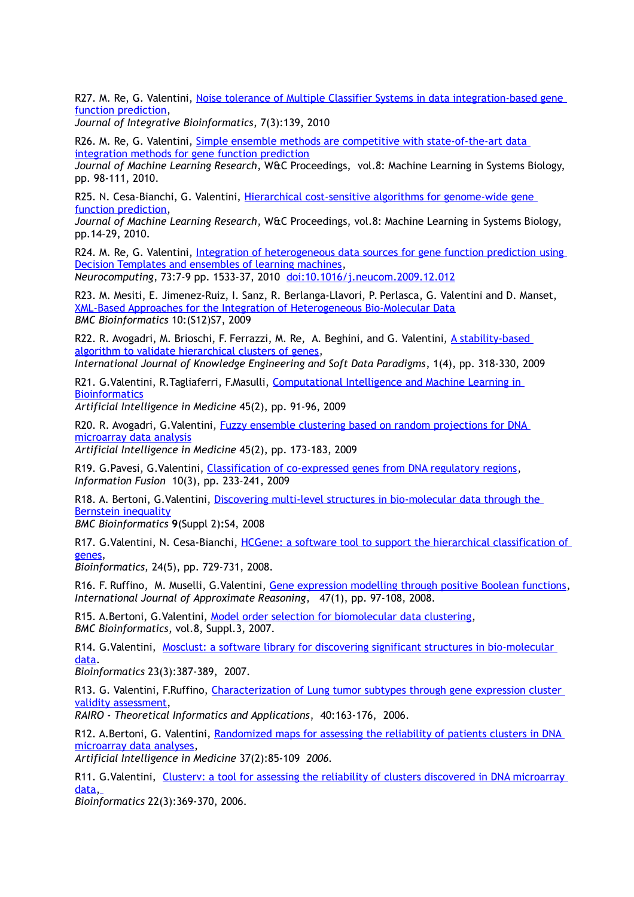R27. M. Re, G. Valentini, Noise tolerance of Multiple Classifier Systems in data integration-based gene function prediction,
*Journal of Integrative Bioinformatics*, 7(3):139, 2010

R26. M. Re, G. Valentini, Simple ensemble methods are competitive with state-of-the-art data integration methods for gene function prediction
*Journal of Machine Learning Research*, W&C Proceedings, vol.8: Machine Learning in Systems Biology, pp. 98-111, 2010.

R25. N. Cesa-Bianchi, G. Valentini, Hierarchical cost-sensitive algorithms for genome-wide gene function prediction,
*Journal of Machine Learning Research*, W&C Proceedings, vol.8: Machine Learning in Systems Biology, pp.14-29, 2010.

R24. M. Re, G. Valentini, Integration of heterogeneous data sources for gene function prediction using Decision Templates and ensembles of learning machines,
*Neurocomputing*, 73:7-9 pp. 1533-37, 2010 doi:10.1016/j.neucom.2009.12.012

R23. M. Mesiti, E. Jimenez-Ruiz, I. Sanz, R. Berlanga-Llavori, P. Perlasca, G. Valentini and D. Manset, XML-Based Approaches for the Integration of Heterogeneous Bio-Molecular Data
*BMC Bioinformatics* 10:(S12)S7, 2009

R22. R. Avogadri, M. Brioschi, F. Ferrazzi, M. Re, A. Beghini, and G. Valentini, A stability-based algorithm to validate hierarchical clusters of genes,
*International Journal of Knowledge Engineering and Soft Data Paradigms*, 1(4), pp. 318-330, 2009

R21. G.Valentini, R.Tagliaferri, F.Masulli, Computational Intelligence and Machine Learning in Bioinformatics
*Artificial Intelligence in Medicine* 45(2), pp. 91-96, 2009

R20. R. Avogadri, G.Valentini, Fuzzy ensemble clustering based on random projections for DNA microarray data analysis
*Artificial Intelligence in Medicine* 45(2), pp. 173-183, 2009

R19. G.Pavesi, G.Valentini, Classification of co-expressed genes from DNA regulatory regions,
*Information Fusion* 10(3), pp. 233-241, 2009

R18. A. Bertoni, G.Valentini, Discovering multi-level structures in bio-molecular data through the Bernstein inequality
*BMC Bioinformatics* **9**(Suppl 2)**:**S4, 2008

R17. G.Valentini, N. Cesa-Bianchi, HCGene: a software tool to support the hierarchical classification of genes,
*Bioinformatics,* 24(5), pp. 729-731, 2008.

R16. F. Ruffino, M. Muselli, G.Valentini, Gene expression modelling through positive Boolean functions,
*International Journal of Approximate Reasoning*, 47(1), pp. 97-108, 2008.

R15. A.Bertoni, G.Valentini, Model order selection for biomolecular data clustering,
*BMC Bioinformatics*, vol.8, Suppl.3, 2007.

R14. G.Valentini, Mosclust: a software library for discovering significant structures in bio-molecular data.
*Bioinformatics* 23(3):387-389, 2007.

R13. G. Valentini, F.Ruffino, Characterization of Lung tumor subtypes through gene expression cluster validity assessment,
*RAIRO - Theoretical Informatics and Applications*, 40:163-176, 2006.

R12. A.Bertoni, G. Valentini, Randomized maps for assessing the reliability of patients clusters in DNA microarray data analyses,
*Artificial Intelligence in Medicine* 37(2):85-109 *2006*.

R11. G.Valentini, Clusterv: a tool for assessing the reliability of clusters discovered in DNA microarray data,
*Bioinformatics* 22(3):369-370, 2006.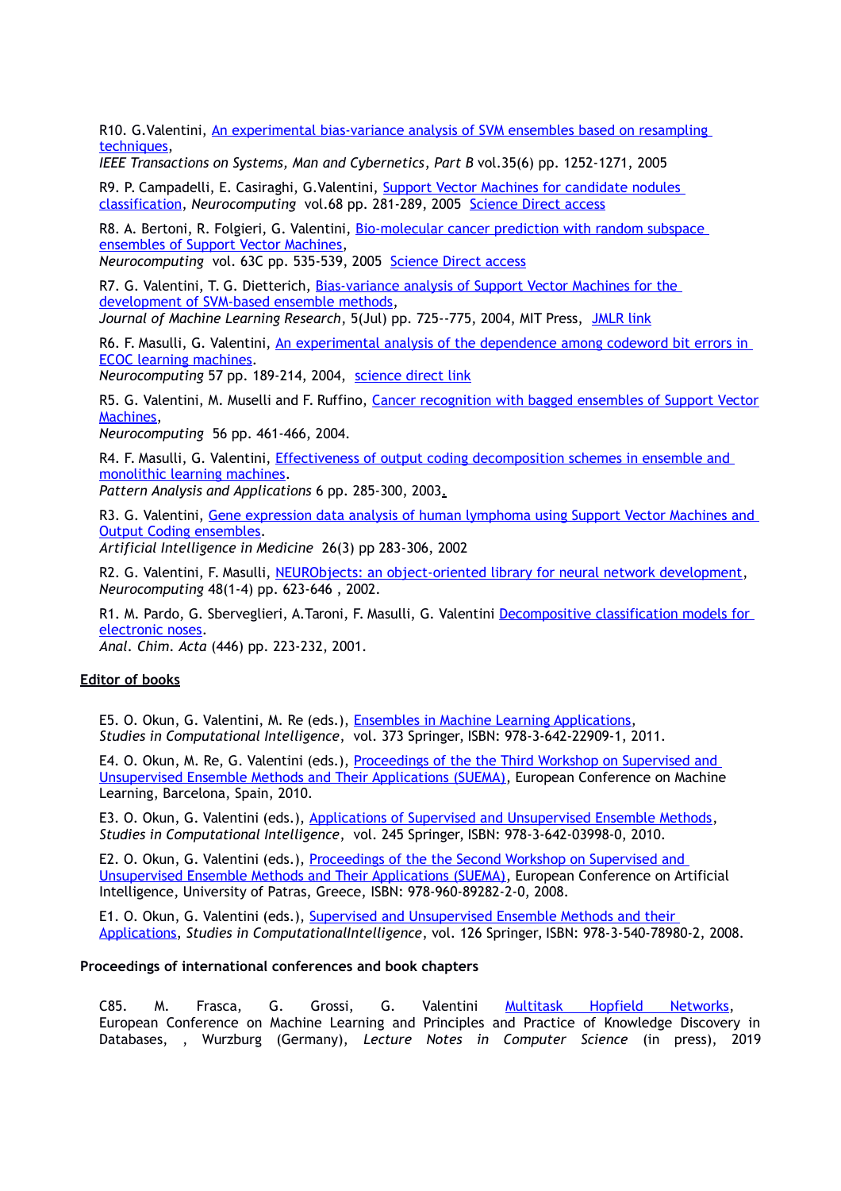R10. G.Valentini, An experimental bias-variance analysis of SVM ensembles based on resampling techniques,
*IEEE Transactions on Systems, Man and Cybernetics, Part B* vol.35(6) pp. 1252-1271, 2005

R9. P. Campadelli, E. Casiraghi, G.Valentini, Support Vector Machines for candidate nodules classification, *Neurocomputing* vol.68 pp. 281-289, 2005 Science Direct access

R8. A. Bertoni, R. Folgieri, G. Valentini, Bio-molecular cancer prediction with random subspace ensembles of Support Vector Machines,
*Neurocomputing* vol. 63C pp. 535-539, 2005 Science Direct access

R7. G. Valentini, T. G. Dietterich, Bias-variance analysis of Support Vector Machines for the development of SVM-based ensemble methods,
*Journal of Machine Learning Research*, 5(Jul) pp. 725--775, 2004, MIT Press, JMLR link

R6. F. Masulli, G. Valentini, An experimental analysis of the dependence among codeword bit errors in ECOC learning machines.
*Neurocomputing* 57 pp. 189-214, 2004, science direct link

R5. G. Valentini, M. Muselli and F. Ruffino, Cancer recognition with bagged ensembles of Support Vector Machines,
*Neurocomputing* 56 pp. 461-466, 2004.

R4. F. Masulli, G. Valentini, Effectiveness of output coding decomposition schemes in ensemble and monolithic learning machines.
*Pattern Analysis and Applications* 6 pp. 285-300, 2003.

R3. G. Valentini, Gene expression data analysis of human lymphoma using Support Vector Machines and Output Coding ensembles.
*Artificial Intelligence in Medicine* 26(3) pp 283-306, 2002

R2. G. Valentini, F. Masulli, NEURObjects: an object-oriented library for neural network development, *Neurocomputing* 48(1-4) pp. 623-646 , 2002.

R1. M. Pardo, G. Sberveglieri, A.Taroni, F. Masulli, G. Valentini Decompositive classification models for electronic noses.
*Anal. Chim. Acta* (446) pp. 223-232, 2001.

## Editor of books

E5. O. Okun, G. Valentini, M. Re (eds.), Ensembles in Machine Learning Applications, *Studies in Computational Intelligence*, vol. 373 Springer, ISBN: 978-3-642-22909-1, 2011.

E4. O. Okun, M. Re, G. Valentini (eds.), Proceedings of the the Third Workshop on Supervised and Unsupervised Ensemble Methods and Their Applications (SUEMA), European Conference on Machine Learning, Barcelona, Spain, 2010.

E3. O. Okun, G. Valentini (eds.), Applications of Supervised and Unsupervised Ensemble Methods, *Studies in Computational Intelligence*, vol. 245 Springer, ISBN: 978-3-642-03998-0, 2010.

E2. O. Okun, G. Valentini (eds.), Proceedings of the the Second Workshop on Supervised and Unsupervised Ensemble Methods and Their Applications (SUEMA), European Conference on Artificial Intelligence, University of Patras, Greece, ISBN: 978-960-89282-2-0, 2008.

E1. O. Okun, G. Valentini (eds.), Supervised and Unsupervised Ensemble Methods and their Applications, *Studies in ComputationalIntelligence*, vol. 126 Springer, ISBN: 978-3-540-78980-2, 2008.

## Proceedings of international conferences and book chapters

C85. M. Frasca, G. Grossi, G. Valentini Multitask Hopfield Networks, European Conference on Machine Learning and Principles and Practice of Knowledge Discovery in Databases, , Wurzburg (Germany), *Lecture Notes in Computer Science* (in press), 2019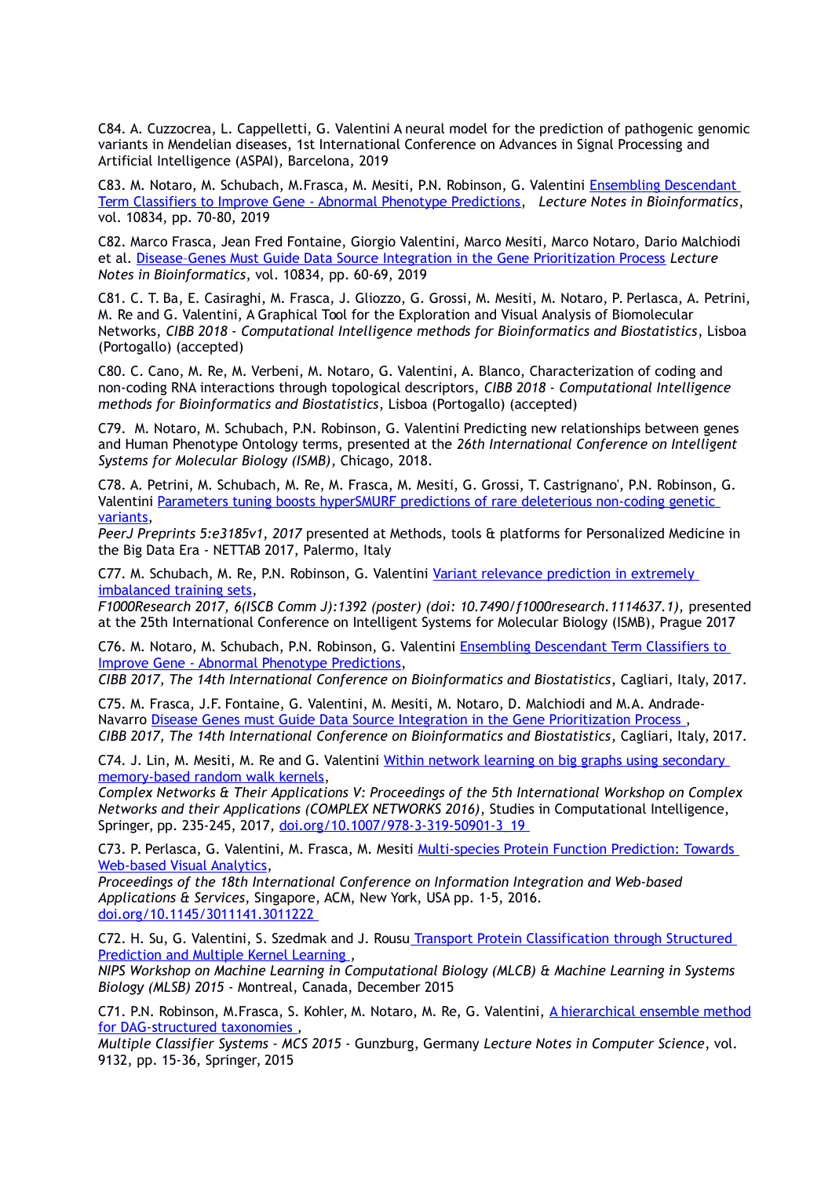C84. A. Cuzzocrea, L. Cappelletti, G. Valentini A neural model for the prediction of pathogenic genomic variants in Mendelian diseases, 1st International Conference on Advances in Signal Processing and Artificial Intelligence (ASPAI), Barcelona, 2019

C83. M. Notaro, M. Schubach, M.Frasca, M. Mesiti, P.N. Robinson, G. Valentini [Ensembling Descendant Term Classifiers to Improve Gene - Abnormal Phenotype Predictions](), *Lecture Notes in Bioinformatics*, vol. 10834, pp. 70-80, 2019

C82. Marco Frasca, Jean Fred Fontaine, Giorgio Valentini, Marco Mesiti, Marco Notaro, Dario Malchiodi et al. [Disease-Genes Must Guide Data Source Integration in the Gene Prioritization Process]() *Lecture Notes in Bioinformatics*, vol. 10834, pp. 60-69, 2019

C81. C. T. Ba, E. Casiraghi, M. Frasca, J. Gliozzo, G. Grossi, M. Mesiti, M. Notaro, P. Perlasca, A. Petrini, M. Re and G. Valentini, A Graphical Tool for the Exploration and Visual Analysis of Biomolecular Networks, *CIBB 2018 - Computational Intelligence methods for Bioinformatics and Biostatistics*, Lisboa (Portogallo) (accepted)

C80. C. Cano, M. Re, M. Verbeni, M. Notaro, G. Valentini, A. Blanco, Characterization of coding and non-coding RNA interactions through topological descriptors, *CIBB 2018 - Computational Intelligence methods for Bioinformatics and Biostatistics*, Lisboa (Portogallo) (accepted)

C79. M. Notaro, M. Schubach, P.N. Robinson, G. Valentini Predicting new relationships between genes and Human Phenotype Ontology terms, presented at the *26th International Conference on Intelligent Systems for Molecular Biology (ISMB)*, Chicago, 2018.

C78. A. Petrini, M. Schubach, M. Re, M. Frasca, M. Mesiti, G. Grossi, T. Castrignano', P.N. Robinson, G. Valentini [Parameters tuning boosts hyperSMURF predictions of rare deleterious non-coding genetic variants](),
*PeerJ Preprints 5:e3185v1, 2017* presented at Methods, tools & platforms for Personalized Medicine in the Big Data Era - NETTAB 2017, Palermo, Italy

C77. M. Schubach, M. Re, P.N. Robinson, G. Valentini [Variant relevance prediction in extremely imbalanced training sets](),
*F1000Research 2017, 6(ISCB Comm J):1392 (poster) (doi: 10.7490/f1000research.1114637.1),* presented at the 25th International Conference on Intelligent Systems for Molecular Biology (ISMB), Prague 2017

C76. M. Notaro, M. Schubach, P.N. Robinson, G. Valentini [Ensembling Descendant Term Classifiers to Improve Gene - Abnormal Phenotype Predictions](),
*CIBB 2017, The 14th International Conference on Bioinformatics and Biostatistics*, Cagliari, Italy, 2017.

C75. M. Frasca, J.F. Fontaine, G. Valentini, M. Mesiti, M. Notaro, D. Malchiodi and M.A. Andrade-Navarro [Disease Genes must Guide Data Source Integration in the Gene Prioritization Process](),
*CIBB 2017, The 14th International Conference on Bioinformatics and Biostatistics*, Cagliari, Italy, 2017.

C74. J. Lin, M. Mesiti, M. Re and G. Valentini [Within network learning on big graphs using secondary memory-based random walk kernels](),
*Complex Networks & Their Applications V: Proceedings of the 5th International Workshop on Complex Networks and their Applications (COMPLEX NETWORKS 2016)*, Studies in Computational Intelligence, Springer, pp. 235-245, 2017, [doi.org/10.1007/978-3-319-50901-3_19]()

C73. P. Perlasca, G. Valentini, M. Frasca, M. Mesiti [Multi-species Protein Function Prediction: Towards Web-based Visual Analytics](),
*Proceedings of the 18th International Conference on Information Integration and Web-based Applications & Services*, Singapore, ACM, New York, USA pp. 1-5, 2016.
[doi.org/10.1145/3011141.3011222]()

C72. H. Su, G. Valentini, S. Szedmak and J. Rousu [Transport Protein Classification through Structured Prediction and Multiple Kernel Learning](),
*NIPS Workshop on Machine Learning in Computational Biology (MLCB) & Machine Learning in Systems Biology (MLSB) 2015* - Montreal, Canada, December 2015

C71. P.N. Robinson, M.Frasca, S. Kohler, M. Notaro, M. Re, G. Valentini, [A hierarchical ensemble method for DAG-structured taxonomies](),
*Multiple Classifier Systems - MCS 2015* - Gunzburg, Germany *Lecture Notes in Computer Science*, vol. 9132, pp. 15-36, Springer, 2015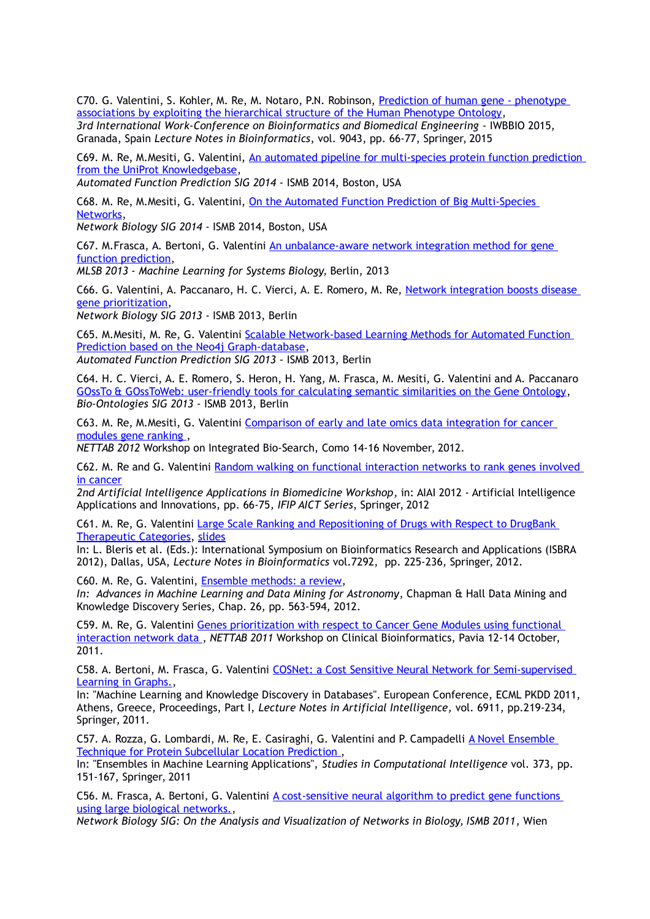C70. G. Valentini, S. Kohler, M. Re, M. Notaro, P.N. Robinson, Prediction of human gene - phenotype associations by exploiting the hierarchical structure of the Human Phenotype Ontology, *3rd International Work-Conference on Bioinformatics and Biomedical Engineering* - IWBBIO 2015, Granada, Spain *Lecture Notes in Bioinformatics*, vol. 9043, pp. 66-77, Springer, 2015

C69. M. Re, M.Mesiti, G. Valentini, An automated pipeline for multi-species protein function prediction from the UniProt Knowledgebase, *Automated Function Prediction SIG 2014* - ISMB 2014, Boston, USA

C68. M. Re, M.Mesiti, G. Valentini, On the Automated Function Prediction of Big Multi-Species Networks, *Network Biology SIG 2014* - ISMB 2014, Boston, USA

C67. M.Frasca, A. Bertoni, G. Valentini An unbalance-aware network integration method for gene function prediction, *MLSB 2013 - Machine Learning for Systems Biology,* Berlin, 2013

C66. G. Valentini, A. Paccanaro, H. C. Vierci, A. E. Romero, M. Re, Network integration boosts disease gene prioritization, *Network Biology SIG 2013* - ISMB 2013, Berlin

C65. M.Mesiti, M. Re, G. Valentini Scalable Network-based Learning Methods for Automated Function Prediction based on the Neo4j Graph-database, *Automated Function Prediction SIG 2013* - ISMB 2013, Berlin

C64. H. C. Vierci, A. E. Romero, S. Heron, H. Yang, M. Frasca, M. Mesiti, G. Valentini and A. Paccanaro GOssTo & GOssToWeb: user-friendly tools for calculating semantic similarities on the Gene Ontology, *Bio-Ontologies SIG 2013* - ISMB 2013, Berlin

C63. M. Re, M.Mesiti, G. Valentini Comparison of early and late omics data integration for cancer modules gene ranking , *NETTAB 2012* Workshop on Integrated Bio-Search, Como 14-16 November, 2012.

C62. M. Re and G. Valentini Random walking on functional interaction networks to rank genes involved in cancer *2nd Artificial Intelligence Applications in Biomedicine Workshop*, in: AIAI 2012 - Artificial Intelligence Applications and Innovations, pp. 66-75, *IFIP AICT Series*, Springer, 2012

C61. M. Re, G. Valentini Large Scale Ranking and Repositioning of Drugs with Respect to DrugBank Therapeutic Categories, slides In: L. Bleris et al. (Eds.): International Symposium on Bioinformatics Research and Applications (ISBRA 2012), Dallas, USA, *Lecture Notes in Bioinformatics* vol.7292, pp. 225-236, Springer, 2012.

C60. M. Re, G. Valentini, Ensemble methods: a review, *In: Advances in Machine Learning and Data Mining for Astronomy*, Chapman & Hall Data Mining and Knowledge Discovery Series, Chap. 26, pp. 563-594, 2012.

C59. M. Re, G. Valentini Genes prioritization with respect to Cancer Gene Modules using functional interaction network data , *NETTAB 2011* Workshop on Clinical Bioinformatics, Pavia 12-14 October, 2011.

C58. A. Bertoni, M. Frasca, G. Valentini COSNet: a Cost Sensitive Neural Network for Semi-supervised Learning in Graphs., In: "Machine Learning and Knowledge Discovery in Databases". European Conference, ECML PKDD 2011, Athens, Greece, Proceedings, Part I, *Lecture Notes in Artificial Intelligence,* vol. 6911, pp.219-234, Springer, 2011.

C57. A. Rozza, G. Lombardi, M. Re, E. Casiraghi, G. Valentini and P. Campadelli A Novel Ensemble Technique for Protein Subcellular Location Prediction , In: "Ensembles in Machine Learning Applications", *Studies in Computational Intelligence* vol. 373, pp. 151-167, Springer, 2011

C56. M. Frasca, A. Bertoni, G. Valentini A cost-sensitive neural algorithm to predict gene functions using large biological networks., *Network Biology SIG: On the Analysis and Visualization of Networks in Biology, ISMB 2011*, Wien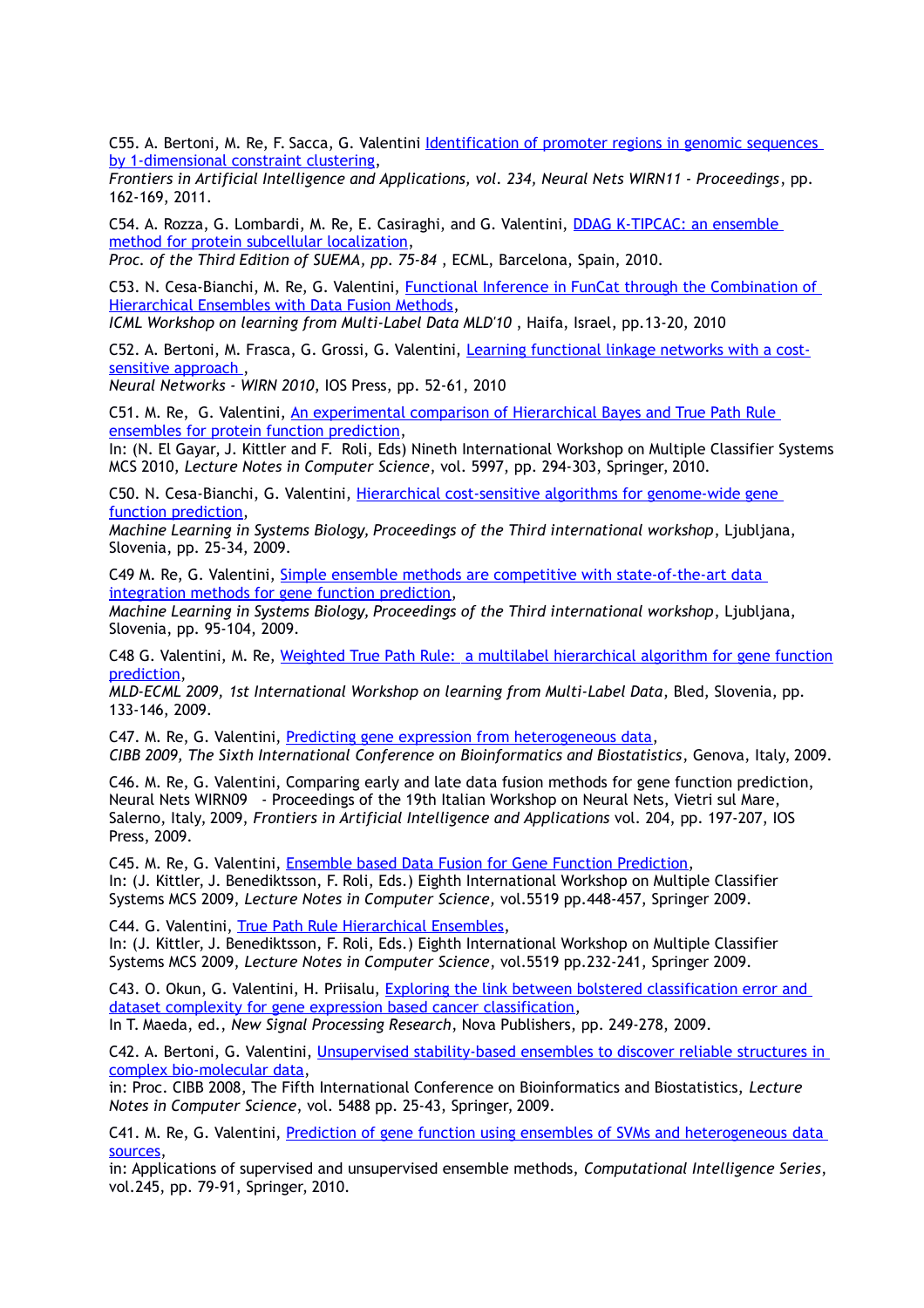C55. A. Bertoni, M. Re, F. Sacca, G. Valentini Identification of promoter regions in genomic sequences by 1-dimensional constraint clustering,
*Frontiers in Artificial Intelligence and Applications, vol. 234, Neural Nets WIRN11 - Proceedings*, pp. 162-169, 2011.

C54. A. Rozza, G. Lombardi, M. Re, E. Casiraghi, and G. Valentini, DDAG K-TIPCAC: an ensemble method for protein subcellular localization,
*Proc. of the Third Edition of SUEMA, pp. 75-84* , ECML, Barcelona, Spain, 2010.

C53. N. Cesa-Bianchi, M. Re, G. Valentini, Functional Inference in FunCat through the Combination of Hierarchical Ensembles with Data Fusion Methods,
*ICML Workshop on learning from Multi-Label Data MLD'10* , Haifa, Israel, pp.13-20, 2010

C52. A. Bertoni, M. Frasca, G. Grossi, G. Valentini, Learning functional linkage networks with a cost-sensitive approach ,
*Neural Networks - WIRN 2010*, IOS Press, pp. 52-61, 2010

C51. M. Re, G. Valentini, An experimental comparison of Hierarchical Bayes and True Path Rule ensembles for protein function prediction,
In: (N. El Gayar, J. Kittler and F. Roli, Eds) Nineth International Workshop on Multiple Classifier Systems MCS 2010, *Lecture Notes in Computer Science*, vol. 5997, pp. 294-303, Springer, 2010.

C50. N. Cesa-Bianchi, G. Valentini, Hierarchical cost-sensitive algorithms for genome-wide gene function prediction,
*Machine Learning in Systems Biology, Proceedings of the Third international workshop*, Ljubljana, Slovenia, pp. 25-34, 2009.

C49 M. Re, G. Valentini, Simple ensemble methods are competitive with state-of-the-art data integration methods for gene function prediction,
*Machine Learning in Systems Biology, Proceedings of the Third international workshop*, Ljubljana, Slovenia, pp. 95-104, 2009.

C48 G. Valentini, M. Re, Weighted True Path Rule: a multilabel hierarchical algorithm for gene function prediction,
*MLD-ECML 2009, 1st International Workshop on learning from Multi-Label Data*, Bled, Slovenia, pp. 133-146, 2009.

C47. M. Re, G. Valentini, Predicting gene expression from heterogeneous data,
*CIBB 2009, The Sixth International Conference on Bioinformatics and Biostatistics*, Genova, Italy, 2009.

C46. M. Re, G. Valentini, Comparing early and late data fusion methods for gene function prediction, Neural Nets WIRN09 - Proceedings of the 19th Italian Workshop on Neural Nets, Vietri sul Mare, Salerno, Italy, 2009, *Frontiers in Artificial Intelligence and Applications* vol. 204, pp. 197-207, IOS Press, 2009.

C45. M. Re, G. Valentini, Ensemble based Data Fusion for Gene Function Prediction,
In: (J. Kittler, J. Benediktsson, F. Roli, Eds.) Eighth International Workshop on Multiple Classifier Systems MCS 2009, *Lecture Notes in Computer Science,* vol.5519 pp.448-457, Springer 2009.

C44. G. Valentini, True Path Rule Hierarchical Ensembles,
In: (J. Kittler, J. Benediktsson, F. Roli, Eds.) Eighth International Workshop on Multiple Classifier Systems MCS 2009, *Lecture Notes in Computer Science*, vol.5519 pp.232-241, Springer 2009.

C43. O. Okun, G. Valentini, H. Priisalu, Exploring the link between bolstered classification error and dataset complexity for gene expression based cancer classification,
In T. Maeda, ed., *New Signal Processing Research*, Nova Publishers, pp. 249-278, 2009.

C42. A. Bertoni, G. Valentini, Unsupervised stability-based ensembles to discover reliable structures in complex bio-molecular data,
in: Proc. CIBB 2008, The Fifth International Conference on Bioinformatics and Biostatistics, *Lecture Notes in Computer Science*, vol. 5488 pp. 25-43, Springer, 2009.

C41. M. Re, G. Valentini, Prediction of gene function using ensembles of SVMs and heterogeneous data sources,
in: Applications of supervised and unsupervised ensemble methods, *Computational Intelligence Series*, vol.245, pp. 79-91, Springer, 2010.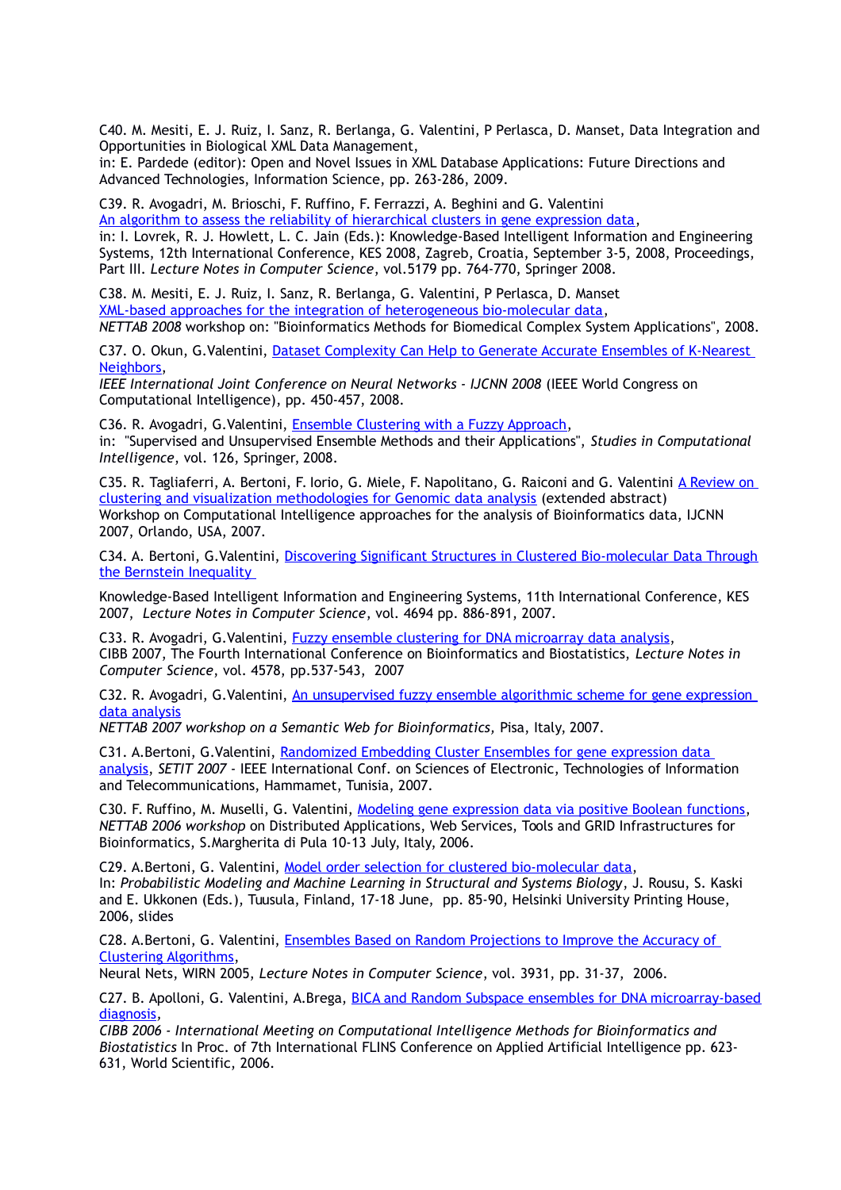C40. M. Mesiti, E. J. Ruiz, I. Sanz, R. Berlanga, G. Valentini, P Perlasca, D. Manset, Data Integration and Opportunities in Biological XML Data Management,
in: E. Pardede (editor): Open and Novel Issues in XML Database Applications: Future Directions and Advanced Technologies, Information Science, pp. 263-286, 2009.

C39. R. Avogadri, M. Brioschi, F. Ruffino, F. Ferrazzi, A. Beghini and G. Valentini
An algorithm to assess the reliability of hierarchical clusters in gene expression data,
in: I. Lovrek, R. J. Howlett, L. C. Jain (Eds.): Knowledge-Based Intelligent Information and Engineering Systems, 12th International Conference, KES 2008, Zagreb, Croatia, September 3-5, 2008, Proceedings, Part III. *Lecture Notes in Computer Science*, vol.5179 pp. 764-770, Springer 2008.

C38. M. Mesiti, E. J. Ruiz, I. Sanz, R. Berlanga, G. Valentini, P Perlasca, D. Manset
XML-based approaches for the integration of heterogeneous bio-molecular data,
*NETTAB 2008* workshop on: "Bioinformatics Methods for Biomedical Complex System Applications", 2008.

C37. O. Okun, G.Valentini, Dataset Complexity Can Help to Generate Accurate Ensembles of K-Nearest Neighbors,
*IEEE International Joint Conference on Neural Networks - IJCNN 2008* (IEEE World Congress on Computational Intelligence), pp. 450-457, 2008.

C36. R. Avogadri, G.Valentini, Ensemble Clustering with a Fuzzy Approach,
in: "Supervised and Unsupervised Ensemble Methods and their Applications", *Studies in Computational Intelligence*, vol. 126, Springer, 2008.

C35. R. Tagliaferri, A. Bertoni, F. Iorio, G. Miele, F. Napolitano, G. Raiconi and G. Valentini A Review on clustering and visualization methodologies for Genomic data analysis (extended abstract)
Workshop on Computational Intelligence approaches for the analysis of Bioinformatics data, IJCNN 2007, Orlando, USA, 2007.

C34. A. Bertoni, G.Valentini, Discovering Significant Structures in Clustered Bio-molecular Data Through the Bernstein Inequality

Knowledge-Based Intelligent Information and Engineering Systems, 11th International Conference, KES 2007, *Lecture Notes in Computer Science*, vol. 4694 pp. 886-891, 2007.

C33. R. Avogadri, G.Valentini, Fuzzy ensemble clustering for DNA microarray data analysis,
CIBB 2007, The Fourth International Conference on Bioinformatics and Biostatistics, *Lecture Notes in Computer Science*, vol. 4578, pp.537-543, 2007

C32. R. Avogadri, G.Valentini, An unsupervised fuzzy ensemble algorithmic scheme for gene expression data analysis
*NETTAB 2007 workshop on a Semantic Web for Bioinformatics,* Pisa, Italy, 2007.

C31. A.Bertoni, G.Valentini, Randomized Embedding Cluster Ensembles for gene expression data analysis, *SETIT 2007* - IEEE International Conf. on Sciences of Electronic, Technologies of Information and Telecommunications, Hammamet, Tunisia, 2007.

C30. F. Ruffino, M. Muselli, G. Valentini, Modeling gene expression data via positive Boolean functions, *NETTAB 2006 workshop* on Distributed Applications, Web Services, Tools and GRID Infrastructures for Bioinformatics, S.Margherita di Pula 10-13 July, Italy, 2006.

C29. A.Bertoni, G. Valentini, Model order selection for clustered bio-molecular data,
In: *Probabilistic Modeling and Machine Learning in Structural and Systems Biology*, J. Rousu, S. Kaski and E. Ukkonen (Eds.), Tuusula, Finland, 17-18 June, pp. 85-90, Helsinki University Printing House, 2006, slides

C28. A.Bertoni, G. Valentini, Ensembles Based on Random Projections to Improve the Accuracy of Clustering Algorithms,
Neural Nets, WIRN 2005, *Lecture Notes in Computer Science*, vol. 3931, pp. 31-37, 2006.

C27. B. Apolloni, G. Valentini, A.Brega, BICA and Random Subspace ensembles for DNA microarray-based diagnosis,
*CIBB 2006 - International Meeting on Computational Intelligence Methods for Bioinformatics and Biostatistics* In Proc. of 7th International FLINS Conference on Applied Artificial Intelligence pp. 623-631, World Scientific, 2006.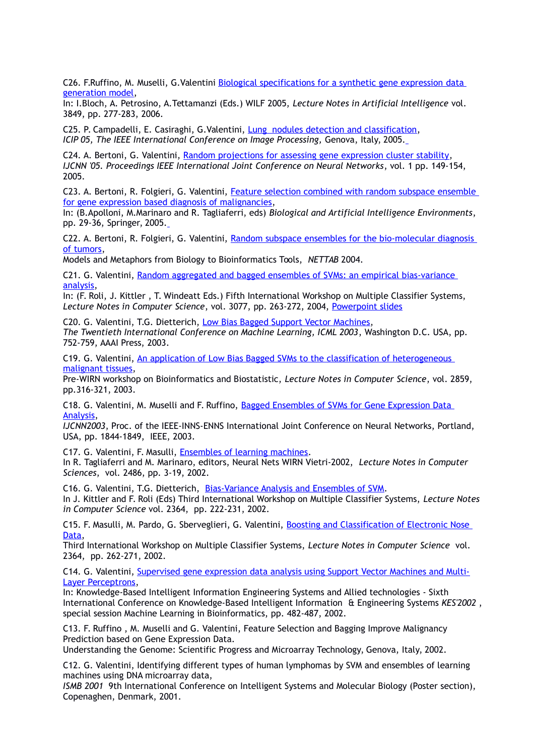C26. F.Ruffino, M. Muselli, G.Valentini Biological specifications for a synthetic gene expression data generation model,
In: I.Bloch, A. Petrosino, A.Tettamanzi (Eds.) WILF 2005, *Lecture Notes in Artificial Intelligence* vol. 3849, pp. 277-283, 2006.

C25. P. Campadelli, E. Casiraghi, G.Valentini, Lung nodules detection and classification,
*ICIP 05, The IEEE International Conference on Image Processing*, Genova, Italy, 2005.

C24. A. Bertoni, G. Valentini, Random projections for assessing gene expression cluster stability,
*IJCNN '05. Proceedings IEEE International Joint Conference on Neural Networks*, vol. 1 pp. 149-154, 2005.

C23. A. Bertoni, R. Folgieri, G. Valentini, Feature selection combined with random subspace ensemble for gene expression based diagnosis of malignancies,
In: (B.Apolloni, M.Marinaro and R. Tagliaferri, eds) *Biological and Artificial Intelligence Environments*, pp. 29-36, Springer, 2005.

C22. A. Bertoni, R. Folgieri, G. Valentini, Random subspace ensembles for the bio-molecular diagnosis of tumors,
Models and Metaphors from Biology to Bioinformatics Tools, *NETTAB* 2004.

C21. G. Valentini, Random aggregated and bagged ensembles of SVMs: an empirical bias-variance analysis,
In: (F. Roli, J. Kittler , T. Windeatt Eds.) Fifth International Workshop on Multiple Classifier Systems, *Lecture Notes in Computer Science*, vol. 3077, pp. 263-272, 2004, Powerpoint slides

C20. G. Valentini, T.G. Dietterich, Low Bias Bagged Support Vector Machines,
*The Twentieth International Conference on Machine Learning, ICML 2003*, Washington D.C. USA, pp. 752-759, AAAI Press, 2003.

C19. G. Valentini, An application of Low Bias Bagged SVMs to the classification of heterogeneous malignant tissues,
Pre-WIRN workshop on Bioinformatics and Biostatistic, *Lecture Notes in Computer Science*, vol. 2859, pp.316-321, 2003.

C18. G. Valentini, M. Muselli and F. Ruffino, Bagged Ensembles of SVMs for Gene Expression Data Analysis,
*IJCNN2003*, Proc. of the IEEE-INNS-ENNS International Joint Conference on Neural Networks, Portland, USA, pp. 1844-1849, IEEE, 2003.

C17. G. Valentini, F. Masulli, Ensembles of learning machines.
In R. Tagliaferri and M. Marinaro, editors, Neural Nets WIRN Vietri-2002, *Lecture Notes in Computer Sciences*, vol. 2486, pp. 3-19, 2002.

C16. G. Valentini, T.G. Dietterich, Bias-Variance Analysis and Ensembles of SVM.
In J. Kittler and F. Roli (Eds) Third International Workshop on Multiple Classifier Systems, *Lecture Notes in Computer Science* vol. 2364, pp. 222-231, 2002.

C15. F. Masulli, M. Pardo, G. Sberveglieri, G. Valentini, Boosting and Classification of Electronic Nose Data,
Third International Workshop on Multiple Classifier Systems, *Lecture Notes in Computer Science* vol. 2364, pp. 262-271, 2002.

C14. G. Valentini, Supervised gene expression data analysis using Support Vector Machines and Multi-Layer Perceptrons,
In: Knowledge-Based Intelligent Information Engineering Systems and Allied technologies - Sixth International Conference on Knowledge-Based Intelligent Information & Engineering Systems *KES'2002* , special session Machine Learning in Bioinformatics, pp. 482-487, 2002.

C13. F. Ruffino , M. Muselli and G. Valentini, Feature Selection and Bagging Improve Malignancy Prediction based on Gene Expression Data.
Understanding the Genome: Scientific Progress and Microarray Technology, Genova, Italy, 2002.

C12. G. Valentini, Identifying different types of human lymphomas by SVM and ensembles of learning machines using DNA microarray data,
*ISMB 2001* 9th International Conference on Intelligent Systems and Molecular Biology (Poster section), Copenaghen, Denmark, 2001.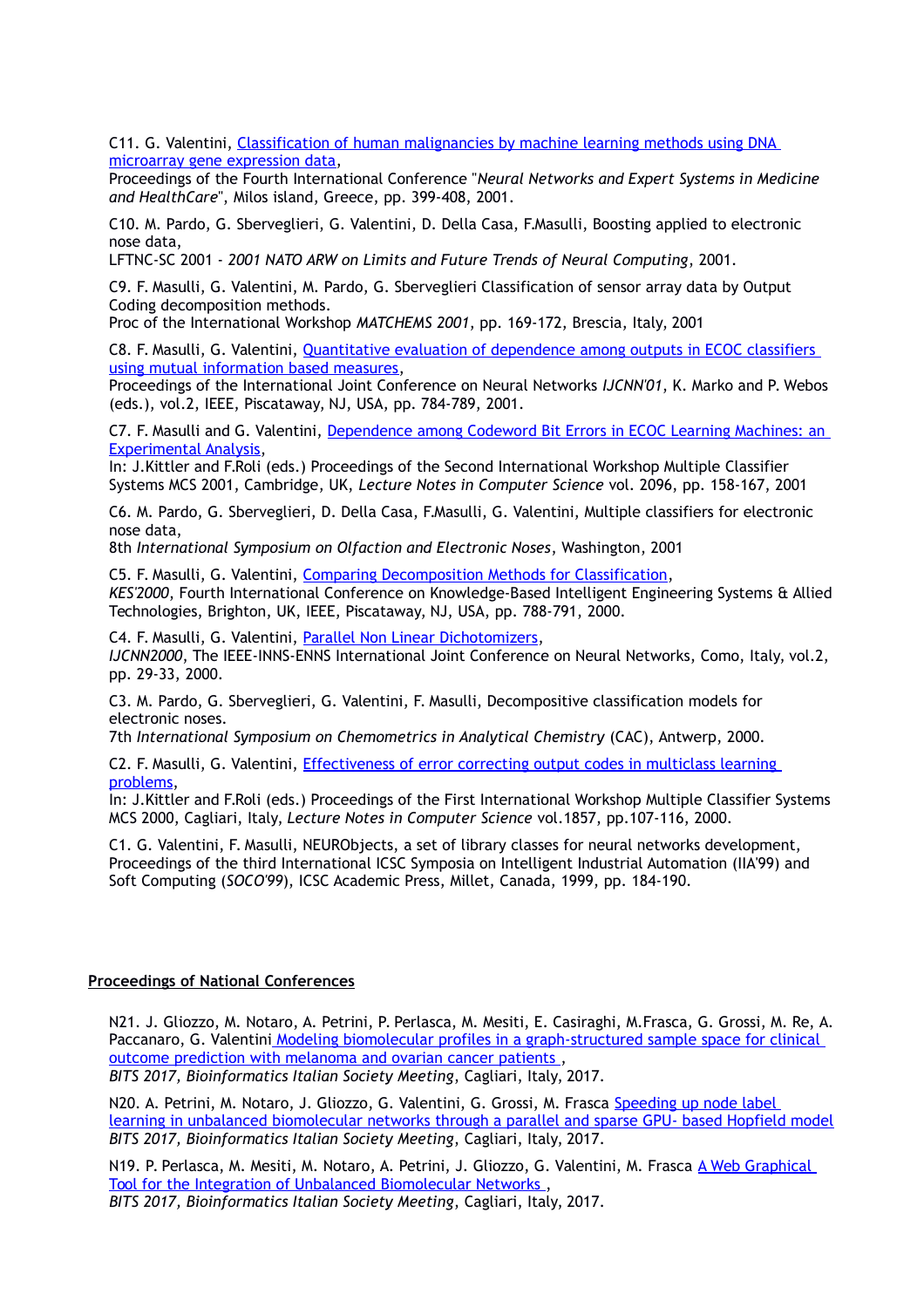C11. G. Valentini, [Classification of human malignancies by machine learning methods using DNA microarray gene expression data](), Proceedings of the Fourth International Conference "*Neural Networks and Expert Systems in Medicine and HealthCare*", Milos island, Greece, pp. 399-408, 2001.

C10. M. Pardo, G. Sberveglieri, G. Valentini, D. Della Casa, F.Masulli, Boosting applied to electronic nose data,
LFTNC-SC 2001 - *2001 NATO ARW on Limits and Future Trends of Neural Computing*, 2001.

C9. F. Masulli, G. Valentini, M. Pardo, G. Sberveglieri Classification of sensor array data by Output Coding decomposition methods.
Proc of the International Workshop *MATCHEMS 2001*, pp. 169-172, Brescia, Italy, 2001

C8. F. Masulli, G. Valentini, Quantitative evaluation of dependence among outputs in ECOC classifiers using mutual information based measures,
Proceedings of the International Joint Conference on Neural Networks *IJCNN'01*, K. Marko and P. Webos (eds.), vol.2, IEEE, Piscataway, NJ, USA, pp. 784-789, 2001.

C7. F. Masulli and G. Valentini, Dependence among Codeword Bit Errors in ECOC Learning Machines: an Experimental Analysis,
In: J.Kittler and F.Roli (eds.) Proceedings of the Second International Workshop Multiple Classifier Systems MCS 2001, Cambridge, UK, *Lecture Notes in Computer Science* vol. 2096, pp. 158-167, 2001

C6. M. Pardo, G. Sberveglieri, D. Della Casa, F.Masulli, G. Valentini, Multiple classifiers for electronic nose data,
8th *International Symposium on Olfaction and Electronic Noses*, Washington, 2001

C5. F. Masulli, G. Valentini, Comparing Decomposition Methods for Classification,
*KES'2000*, Fourth International Conference on Knowledge-Based Intelligent Engineering Systems & Allied Technologies, Brighton, UK, IEEE, Piscataway, NJ, USA, pp. 788-791, 2000.

C4. F. Masulli, G. Valentini, Parallel Non Linear Dichotomizers,
*IJCNN2000*, The IEEE-INNS-ENNS International Joint Conference on Neural Networks, Como, Italy, vol.2, pp. 29-33, 2000.

C3. M. Pardo, G. Sberveglieri, G. Valentini, F. Masulli, Decompositive classification models for electronic noses.
7th *International Symposium on Chemometrics in Analytical Chemistry* (CAC), Antwerp, 2000.

C2. F. Masulli, G. Valentini, Effectiveness of error correcting output codes in multiclass learning problems,
In: J.Kittler and F.Roli (eds.) Proceedings of the First International Workshop Multiple Classifier Systems MCS 2000, Cagliari, Italy, *Lecture Notes in Computer Science* vol.1857, pp.107-116, 2000.

C1. G. Valentini, F. Masulli, NEURObjects, a set of library classes for neural networks development, Proceedings of the third International ICSC Symposia on Intelligent Industrial Automation (IIA'99) and Soft Computing (*SOCO'99*), ICSC Academic Press, Millet, Canada, 1999, pp. 184-190.

## Proceedings of National Conferences

N21. J. Gliozzo, M. Notaro, A. Petrini, P. Perlasca, M. Mesiti, E. Casiraghi, M.Frasca, G. Grossi, M. Re, A. Paccanaro, G. Valentini Modeling biomolecular profiles in a graph-structured sample space for clinical outcome prediction with melanoma and ovarian cancer patients ,
*BITS 2017, Bioinformatics Italian Society Meeting*, Cagliari, Italy, 2017.

N20. A. Petrini, M. Notaro, J. Gliozzo, G. Valentini, G. Grossi, M. Frasca Speeding up node label learning in unbalanced biomolecular networks through a parallel and sparse GPU- based Hopfield model
*BITS 2017, Bioinformatics Italian Society Meeting*, Cagliari, Italy, 2017.

N19. P. Perlasca, M. Mesiti, M. Notaro, A. Petrini, J. Gliozzo, G. Valentini, M. Frasca A Web Graphical Tool for the Integration of Unbalanced Biomolecular Networks ,
*BITS 2017, Bioinformatics Italian Society Meeting*, Cagliari, Italy, 2017.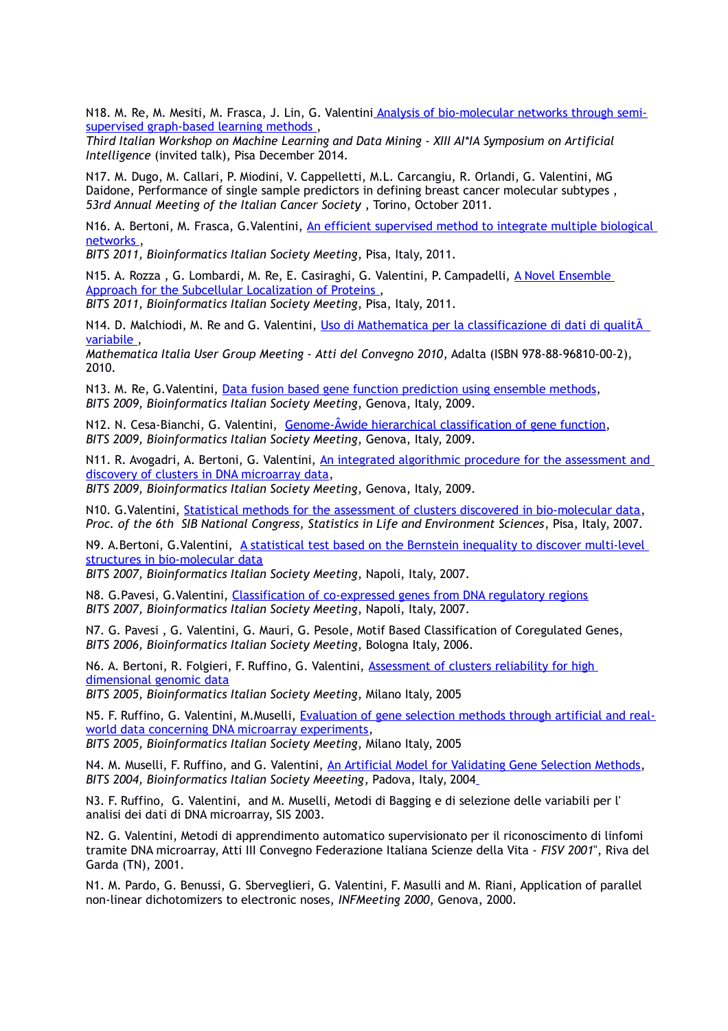N18. M. Re, M. Mesiti, M. Frasca, J. Lin, G. Valentini Analysis of bio-molecular networks through semi-supervised graph-based learning methods ,
*Third Italian Workshop on Machine Learning and Data Mining - XIII AI*IA Symposium on Artificial Intelligence* (invited talk), Pisa December 2014.

N17. M. Dugo, M. Callari, P. Miodini, V. Cappelletti, M.L. Carcangiu, R. Orlandi, G. Valentini, MG Daidone, Performance of single sample predictors in defining breast cancer molecular subtypes , *53rd Annual Meeting of the Italian Cancer Society* , Torino, October 2011.

N16. A. Bertoni, M. Frasca, G.Valentini, An efficient supervised method to integrate multiple biological networks ,
*BITS 2011, Bioinformatics Italian Society Meeting*, Pisa, Italy, 2011.

N15. A. Rozza , G. Lombardi, M. Re, E. Casiraghi, G. Valentini, P. Campadelli, A Novel Ensemble Approach for the Subcellular Localization of Proteins ,
*BITS 2011, Bioinformatics Italian Society Meeting*, Pisa, Italy, 2011.

N14. D. Malchiodi, M. Re and G. Valentini, Uso di Mathematica per la classificazione di dati di qualitÃ  variabile ,
*Mathematica Italia User Group Meeting - Atti del Convegno 2010*, Adalta (ISBN 978-88-96810-00-2), 2010.

N13. M. Re, G.Valentini, Data fusion based gene function prediction using ensemble methods,
*BITS 2009, Bioinformatics Italian Society Meeting*, Genova, Italy, 2009.

N12. N. Cesa-Bianchi, G. Valentini, Genome-Âwide hierarchical classification of gene function,
*BITS 2009, Bioinformatics Italian Society Meeting*, Genova, Italy, 2009.

N11. R. Avogadri, A. Bertoni, G. Valentini, An integrated algorithmic procedure for the assessment and discovery of clusters in DNA microarray data,
*BITS 2009, Bioinformatics Italian Society Meeting*, Genova, Italy, 2009.

N10. G.Valentini, Statistical methods for the assessment of clusters discovered in bio-molecular data,
*Proc. of the 6th SIB National Congress, Statistics in Life and Environment Sciences*, Pisa, Italy, 2007.

N9. A.Bertoni, G.Valentini, A statistical test based on the Bernstein inequality to discover multi-level structures in bio-molecular data
*BITS 2007, Bioinformatics Italian Society Meeting*, Napoli, Italy, 2007.

N8. G.Pavesi, G.Valentini, Classification of co-expressed genes from DNA regulatory regions
*BITS 2007, Bioinformatics Italian Society Meeting*, Napoli, Italy, 2007.

N7. G. Pavesi , G. Valentini, G. Mauri, G. Pesole, Motif Based Classification of Coregulated Genes,
*BITS 2006, Bioinformatics Italian Society Meeting*, Bologna Italy, 2006.

N6. A. Bertoni, R. Folgieri, F. Ruffino, G. Valentini, Assessment of clusters reliability for high dimensional genomic data
*BITS 2005, Bioinformatics Italian Society Meeting*, Milano Italy, 2005

N5. F. Ruffino, G. Valentini, M.Muselli, Evaluation of gene selection methods through artificial and real-world data concerning DNA microarray experiments,
*BITS 2005, Bioinformatics Italian Society Meeting*, Milano Italy, 2005

N4. M. Muselli, F. Ruffino, and G. Valentini, An Artificial Model for Validating Gene Selection Methods,
*BITS 2004, Bioinformatics Italian Society Meeeting*, Padova, Italy, 2004

N3. F. Ruffino, G. Valentini, and M. Muselli, Metodi di Bagging e di selezione delle variabili per l' analisi dei dati di DNA microarray, SIS 2003.

N2. G. Valentini, Metodi di apprendimento automatico supervisionato per il riconoscimento di linfomi tramite DNA microarray, Atti III Convegno Federazione Italiana Scienze della Vita - *FISV 2001*", Riva del Garda (TN), 2001.

N1. M. Pardo, G. Benussi, G. Sberveglieri, G. Valentini, F. Masulli and M. Riani, Application of parallel non-linear dichotomizers to electronic noses, *INFMeeting 2000*, Genova, 2000.